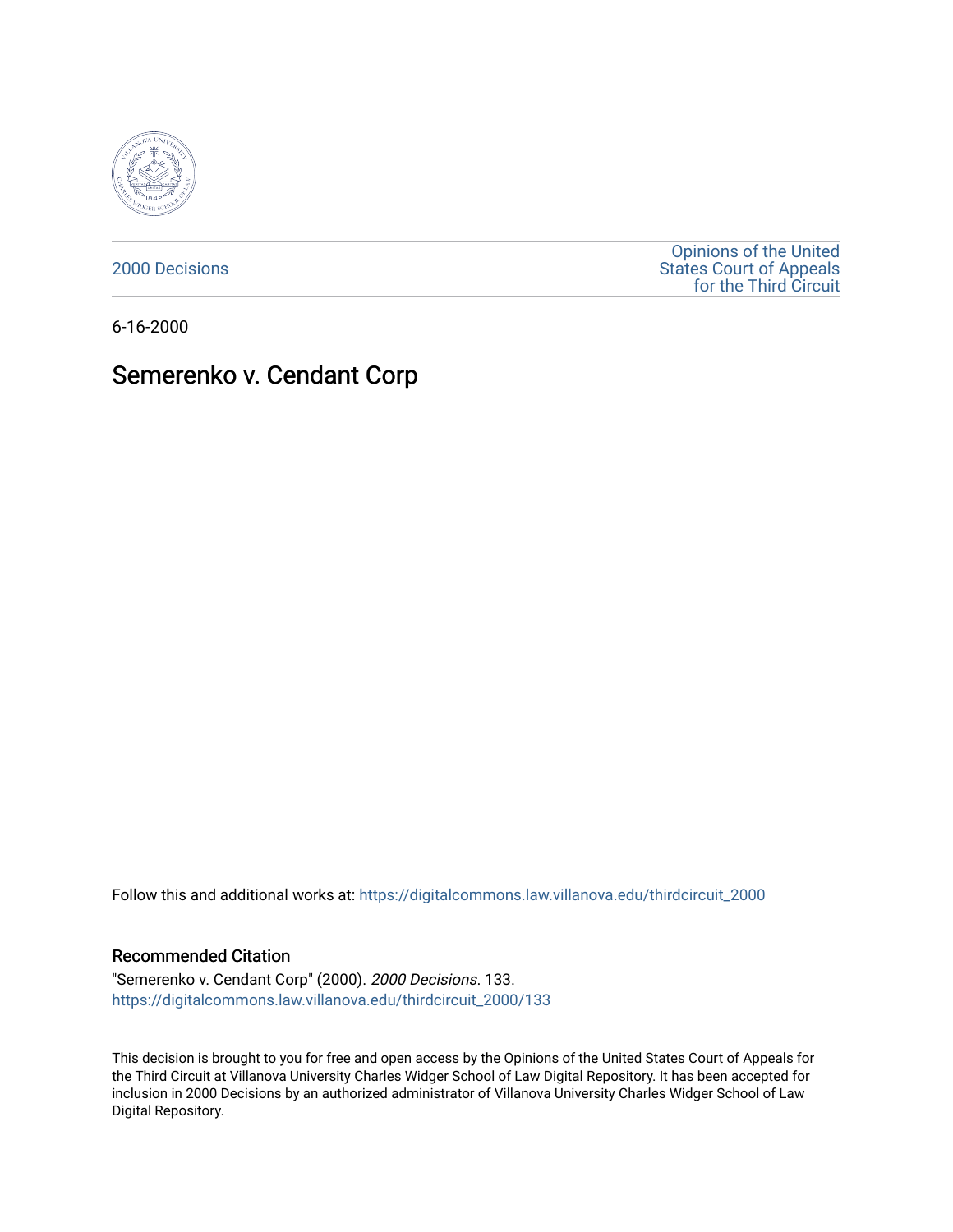2000 Decisions

Opinions of the United States Court of Appeals for the Third Circuit

6-16-2000

# Semerenko v. Cendant Corp

Follow this and additional works at: https://digitalcommons.law.villanova.edu/thirdcircuit_2000

## Recommended Citation

"Semerenko v. Cendant Corp" (2000). *2000 Decisions*. 133.
https://digitalcommons.law.villanova.edu/thirdcircuit_2000/133

This decision is brought to you for free and open access by the Opinions of the United States Court of Appeals for the Third Circuit at Villanova University Charles Widger School of Law Digital Repository. It has been accepted for inclusion in 2000 Decisions by an authorized administrator of Villanova University Charles Widger School of Law Digital Repository.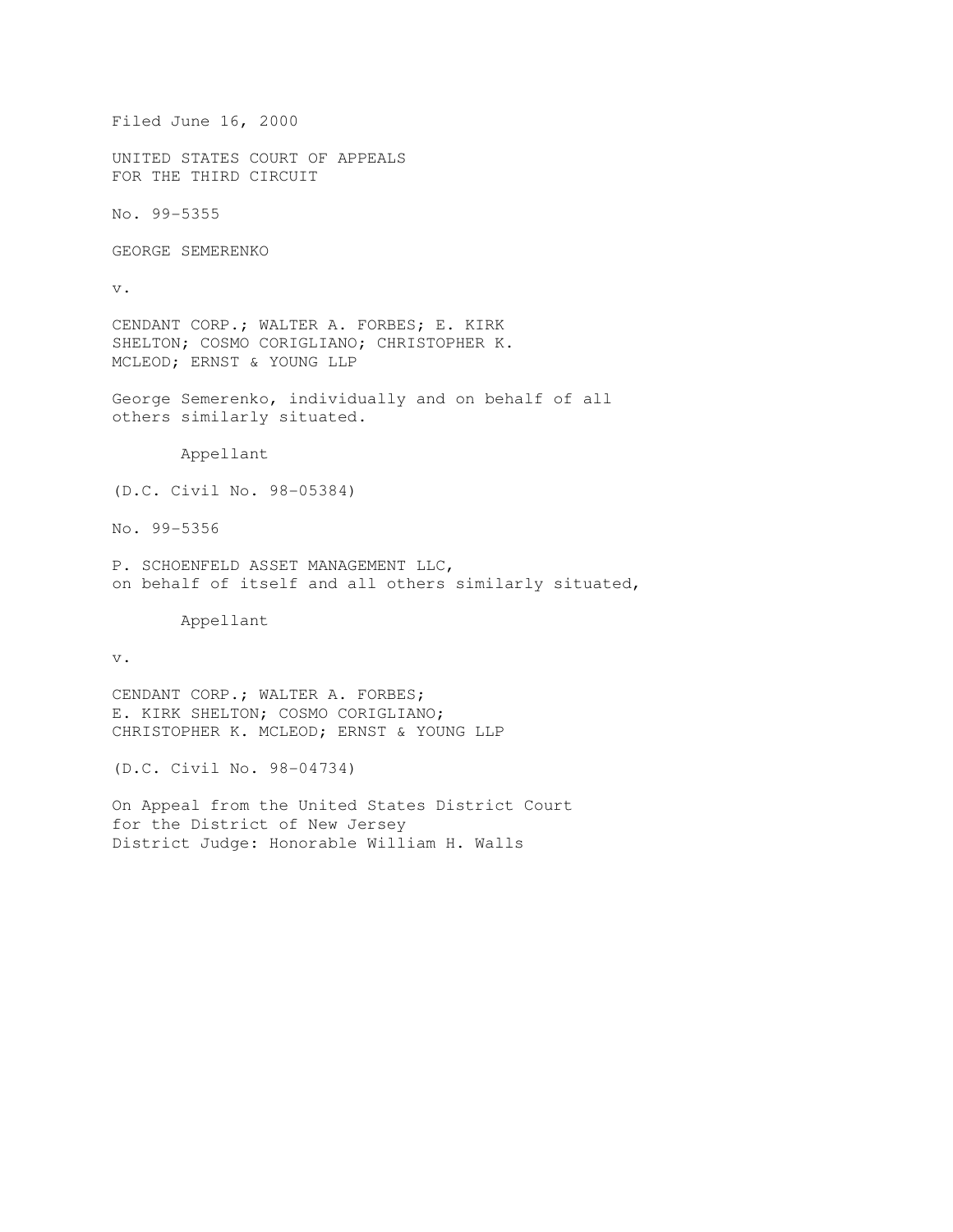Filed June 16, 2000

UNITED STATES COURT OF APPEALS
FOR THE THIRD CIRCUIT

No. 99-5355

GEORGE SEMERENKO

v.

CENDANT CORP.; WALTER A. FORBES; E. KIRK SHELTON; COSMO CORIGLIANO; CHRISTOPHER K. MCLEOD; ERNST & YOUNG LLP

George Semerenko, individually and on behalf of all others similarly situated.

Appellant

(D.C. Civil No. 98-05384)

No. 99-5356

P. SCHOENFELD ASSET MANAGEMENT LLC,
on behalf of itself and all others similarly situated,

Appellant

v.

CENDANT CORP.; WALTER A. FORBES;
E. KIRK SHELTON; COSMO CORIGLIANO;
CHRISTOPHER K. MCLEOD; ERNST & YOUNG LLP

(D.C. Civil No. 98-04734)

On Appeal from the United States District Court
for the District of New Jersey
District Judge: Honorable William H. Walls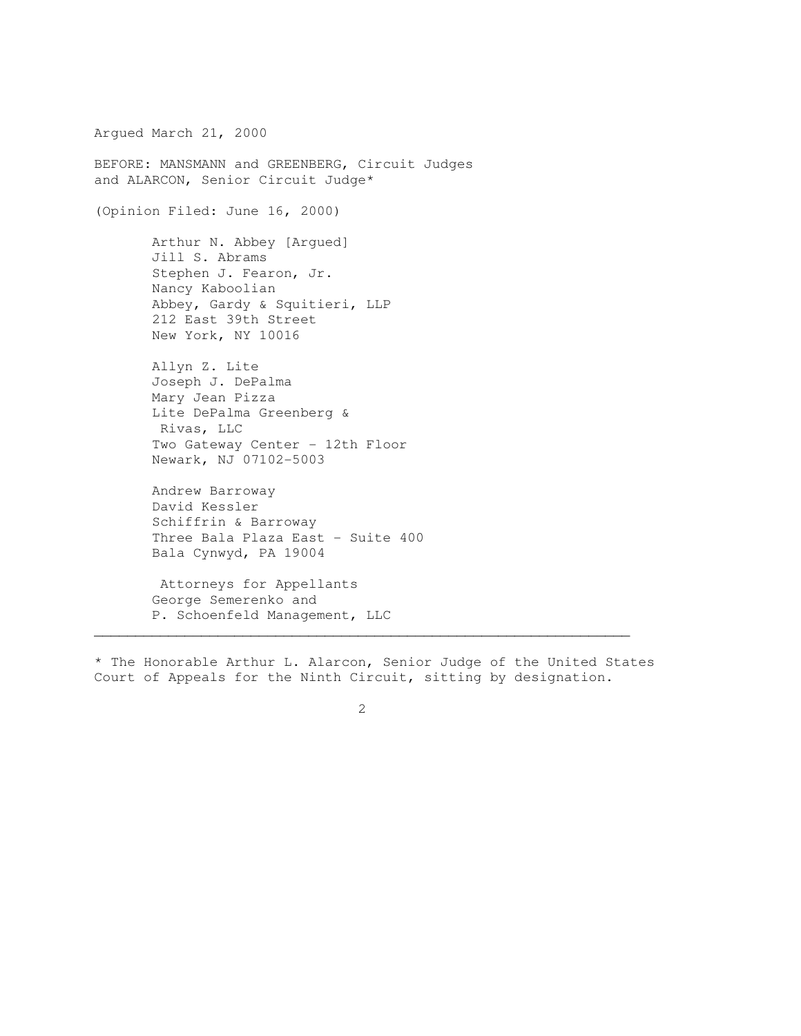Argued March 21, 2000

BEFORE: MANSMANN and GREENBERG, Circuit Judges and ALARCON, Senior Circuit Judge*

(Opinion Filed: June 16, 2000)

Arthur N. Abbey [Argued]
Jill S. Abrams
Stephen J. Fearon, Jr.
Nancy Kaboolian
Abbey, Gardy & Squitieri, LLP
212 East 39th Street
New York, NY 10016

Allyn Z. Lite
Joseph J. DePalma
Mary Jean Pizza
Lite DePalma Greenberg & Rivas, LLC
Two Gateway Center - 12th Floor
Newark, NJ 07102-5003

Andrew Barroway
David Kessler
Schiffrin & Barroway
Three Bala Plaza East - Suite 400
Bala Cynwyd, PA 19004

Attorneys for Appellants
George Semerenko and
P. Schoenfeld Management, LLC

---

* The Honorable Arthur L. Alarcon, Senior Judge of the United States Court of Appeals for the Ninth Circuit, sitting by designation.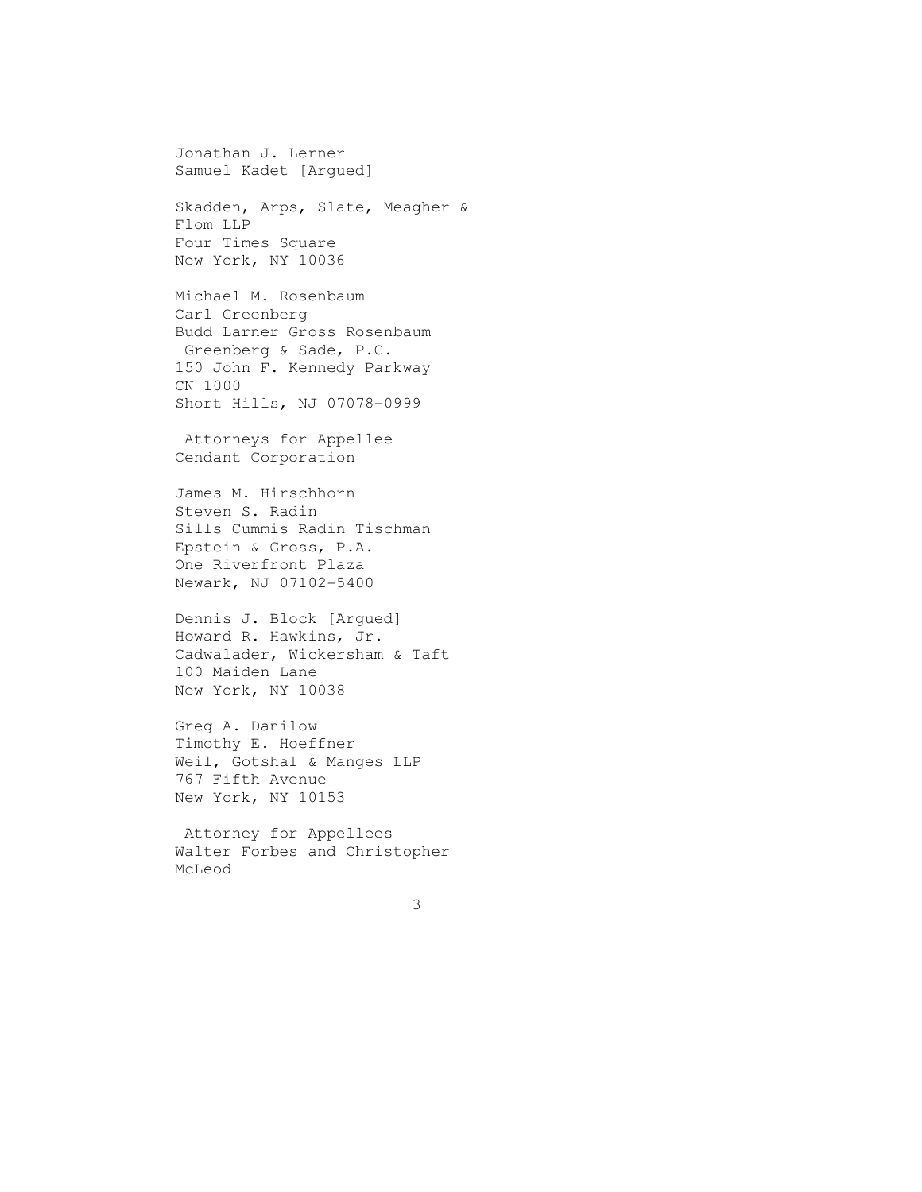Jonathan J. Lerner
Samuel Kadet [Argued]

Skadden, Arps, Slate, Meagher &
Flom LLP
Four Times Square
New York, NY 10036

Michael M. Rosenbaum
Carl Greenberg
Budd Larner Gross Rosenbaum
Greenberg & Sade, P.C.
150 John F. Kennedy Parkway
CN 1000
Short Hills, NJ 07078-0999

Attorneys for Appellee
Cendant Corporation

James M. Hirschhorn
Steven S. Radin
Sills Cummis Radin Tischman
Epstein & Gross, P.A.
One Riverfront Plaza
Newark, NJ 07102-5400

Dennis J. Block [Argued]
Howard R. Hawkins, Jr.
Cadwalader, Wickersham & Taft
100 Maiden Lane
New York, NY 10038

Greg A. Danilow
Timothy E. Hoeffner
Weil, Gotshal & Manges LLP
767 Fifth Avenue
New York, NY 10153

Attorney for Appellees
Walter Forbes and Christopher
McLeod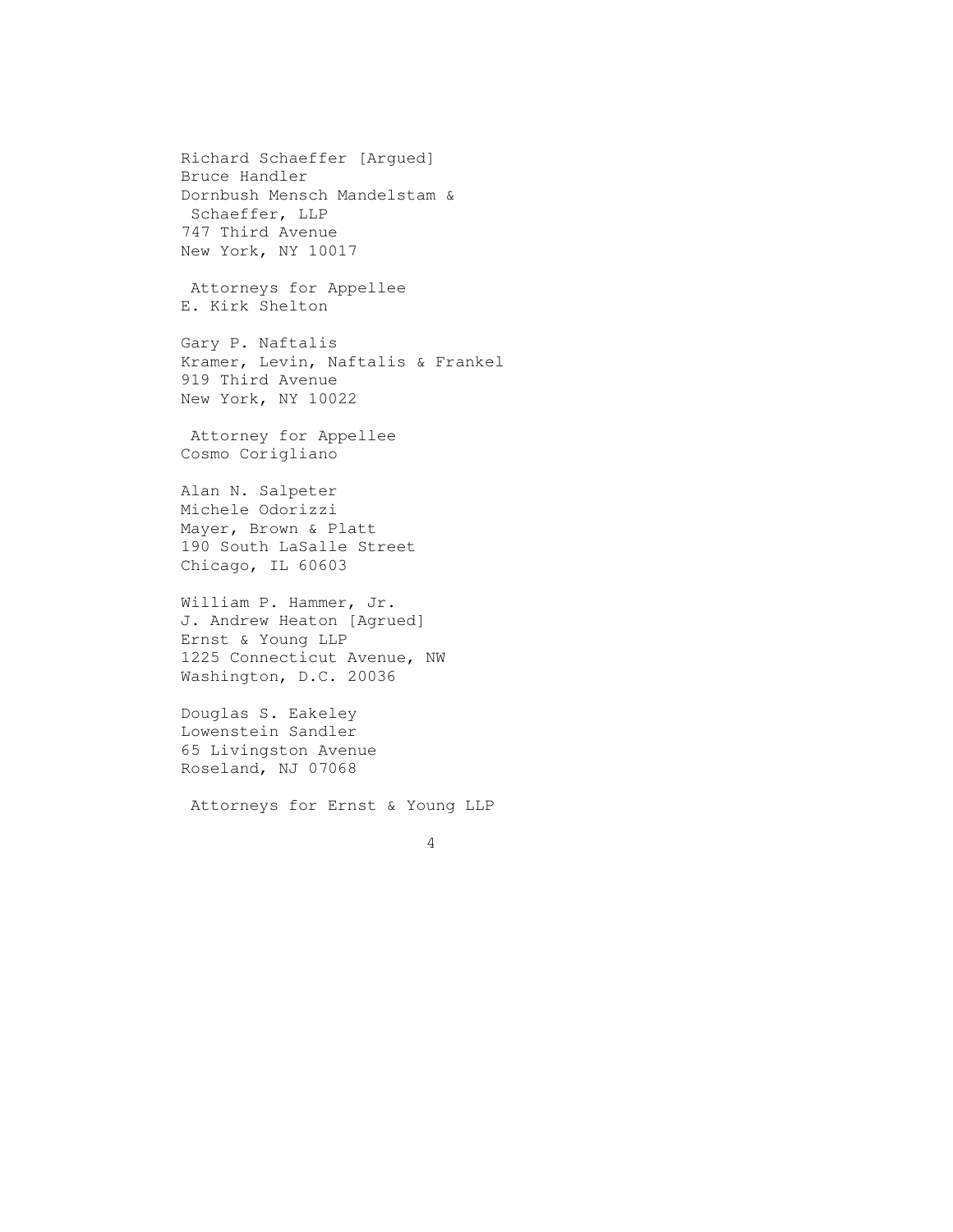Richard Schaeffer [Argued]
Bruce Handler
Dornbush Mensch Mandelstam &
Schaeffer, LLP
747 Third Avenue
New York, NY 10017

Attorneys for Appellee
E. Kirk Shelton

Gary P. Naftalis
Kramer, Levin, Naftalis & Frankel
919 Third Avenue
New York, NY 10022

Attorney for Appellee
Cosmo Corigliano

Alan N. Salpeter
Michele Odorizzi
Mayer, Brown & Platt
190 South LaSalle Street
Chicago, IL 60603

William P. Hammer, Jr.
J. Andrew Heaton [Agrued]
Ernst & Young LLP
1225 Connecticut Avenue, NW
Washington, D.C. 20036

Douglas S. Eakeley
Lowenstein Sandler
65 Livingston Avenue
Roseland, NJ 07068

Attorneys for Ernst & Young LLP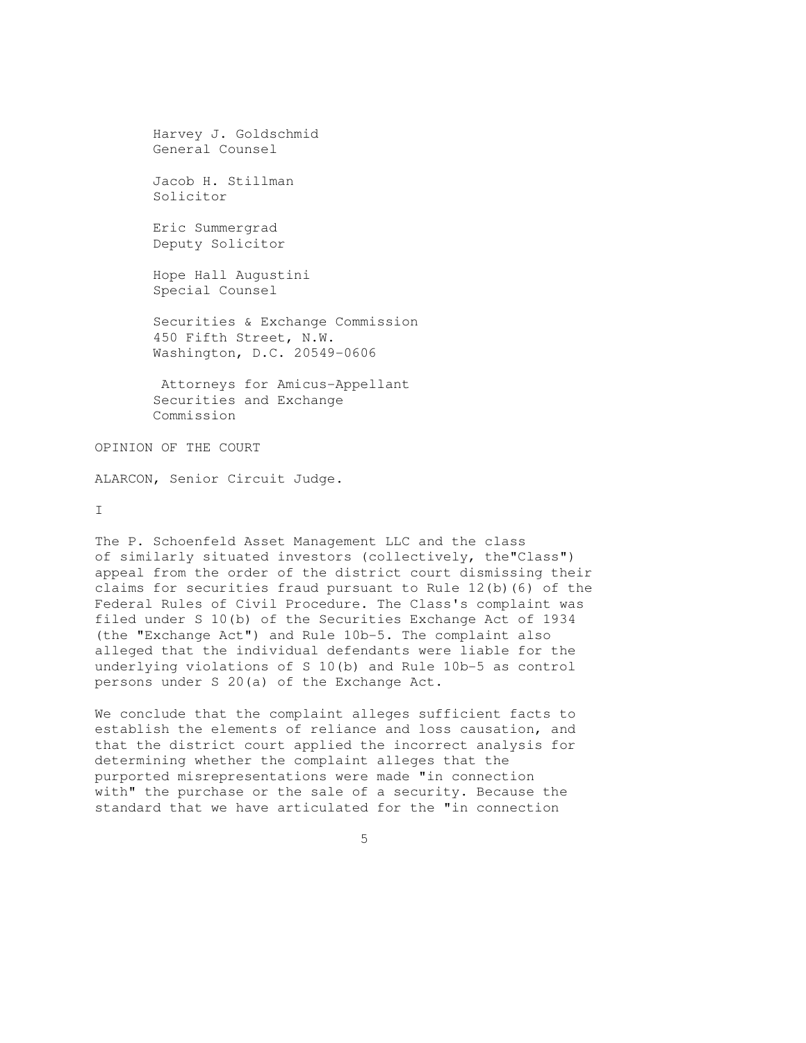Harvey J. Goldschmid
General Counsel

Jacob H. Stillman
Solicitor

Eric Summergrad
Deputy Solicitor

Hope Hall Augustini
Special Counsel

Securities & Exchange Commission
450 Fifth Street, N.W.
Washington, D.C. 20549-0606

Attorneys for Amicus-Appellant
Securities and Exchange
Commission

OPINION OF THE COURT

ALARCON, Senior Circuit Judge.

I

The P. Schoenfeld Asset Management LLC and the class of similarly situated investors (collectively, the"Class") appeal from the order of the district court dismissing their claims for securities fraud pursuant to Rule 12(b)(6) of the Federal Rules of Civil Procedure. The Class's complaint was filed under S 10(b) of the Securities Exchange Act of 1934 (the "Exchange Act") and Rule 10b-5. The complaint also alleged that the individual defendants were liable for the underlying violations of S 10(b) and Rule 10b-5 as control persons under S 20(a) of the Exchange Act.

We conclude that the complaint alleges sufficient facts to establish the elements of reliance and loss causation, and that the district court applied the incorrect analysis for determining whether the complaint alleges that the purported misrepresentations were made "in connection with" the purchase or the sale of a security. Because the standard that we have articulated for the "in connection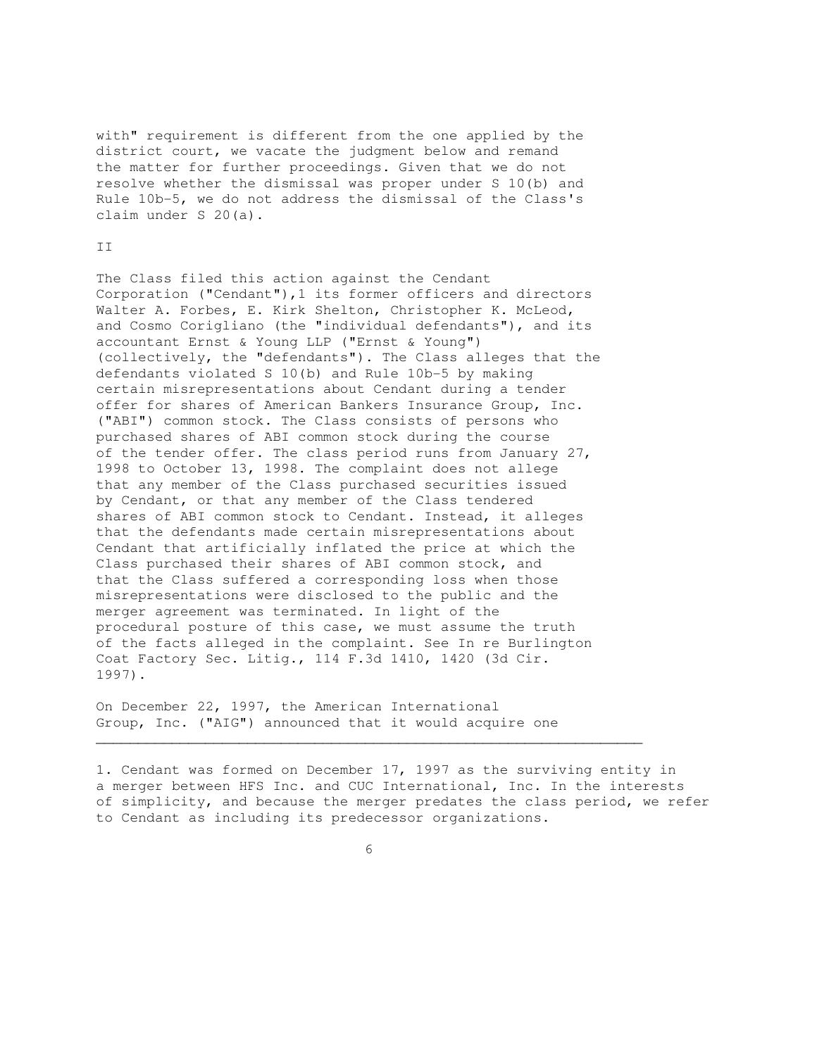with" requirement is different from the one applied by the district court, we vacate the judgment below and remand the matter for further proceedings. Given that we do not resolve whether the dismissal was proper under S 10(b) and Rule 10b-5, we do not address the dismissal of the Class's claim under S 20(a).

II

The Class filed this action against the Cendant Corporation ("Cendant"),1 its former officers and directors Walter A. Forbes, E. Kirk Shelton, Christopher K. McLeod, and Cosmo Corigliano (the "individual defendants"), and its accountant Ernst & Young LLP ("Ernst & Young") (collectively, the "defendants"). The Class alleges that the defendants violated S 10(b) and Rule 10b-5 by making certain misrepresentations about Cendant during a tender offer for shares of American Bankers Insurance Group, Inc. ("ABI") common stock. The Class consists of persons who purchased shares of ABI common stock during the course of the tender offer. The class period runs from January 27, 1998 to October 13, 1998. The complaint does not allege that any member of the Class purchased securities issued by Cendant, or that any member of the Class tendered shares of ABI common stock to Cendant. Instead, it alleges that the defendants made certain misrepresentations about Cendant that artificially inflated the price at which the Class purchased their shares of ABI common stock, and that the Class suffered a corresponding loss when those misrepresentations were disclosed to the public and the merger agreement was terminated. In light of the procedural posture of this case, we must assume the truth of the facts alleged in the complaint. See In re Burlington Coat Factory Sec. Litig., 114 F.3d 1410, 1420 (3d Cir. 1997).

On December 22, 1997, the American International Group, Inc. ("AIG") announced that it would acquire one

---

1. Cendant was formed on December 17, 1997 as the surviving entity in a merger between HFS Inc. and CUC International, Inc. In the interests of simplicity, and because the merger predates the class period, we refer to Cendant as including its predecessor organizations.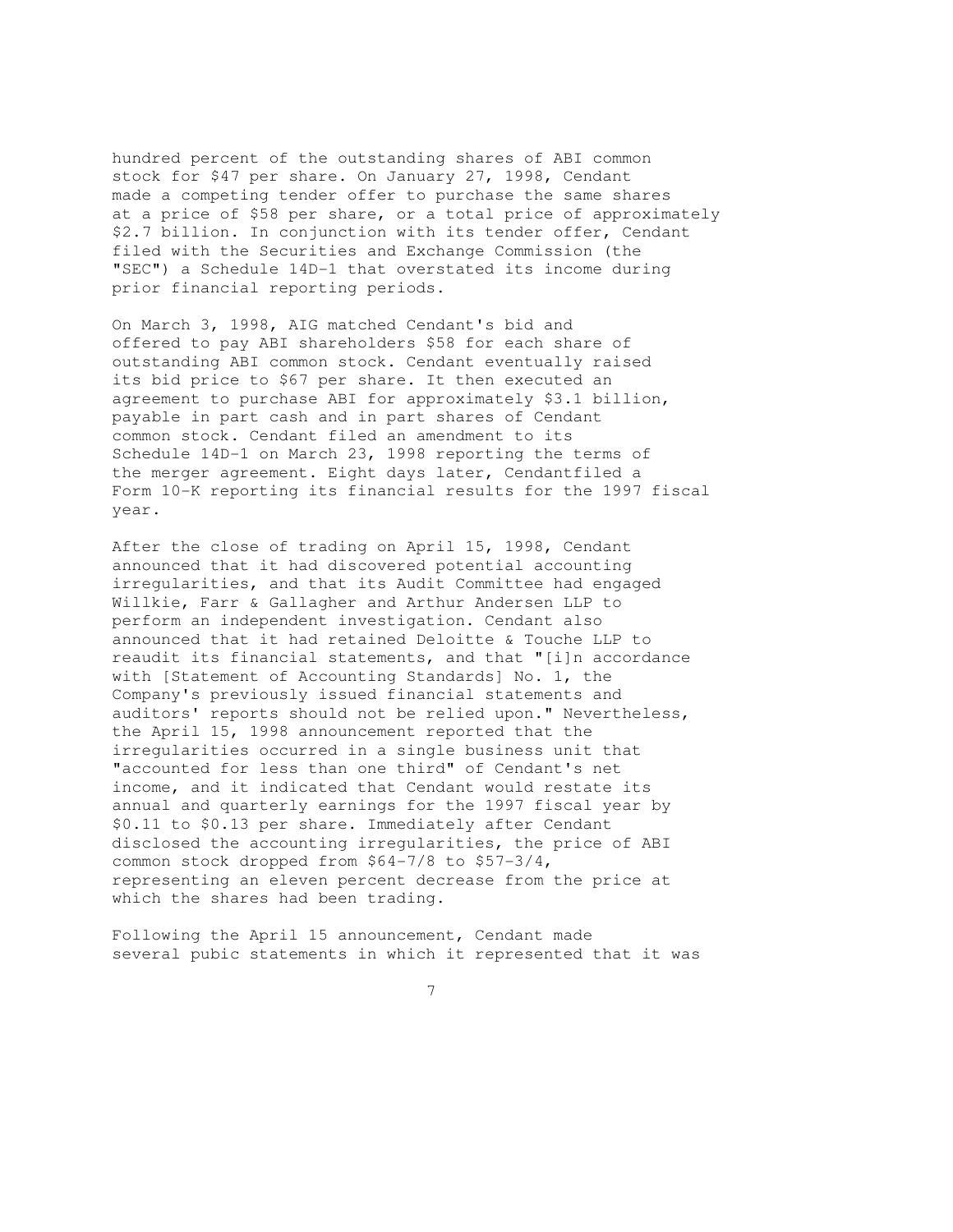hundred percent of the outstanding shares of ABI common stock for $47 per share. On January 27, 1998, Cendant made a competing tender offer to purchase the same shares at a price of $58 per share, or a total price of approximately $2.7 billion. In conjunction with its tender offer, Cendant filed with the Securities and Exchange Commission (the "SEC") a Schedule 14D-1 that overstated its income during prior financial reporting periods.

On March 3, 1998, AIG matched Cendant's bid and offered to pay ABI shareholders $58 for each share of outstanding ABI common stock. Cendant eventually raised its bid price to $67 per share. It then executed an agreement to purchase ABI for approximately $3.1 billion, payable in part cash and in part shares of Cendant common stock. Cendant filed an amendment to its Schedule 14D-1 on March 23, 1998 reporting the terms of the merger agreement. Eight days later, Cendantfiled a Form 10-K reporting its financial results for the 1997 fiscal year.

After the close of trading on April 15, 1998, Cendant announced that it had discovered potential accounting irregularities, and that its Audit Committee had engaged Willkie, Farr & Gallagher and Arthur Andersen LLP to perform an independent investigation. Cendant also announced that it had retained Deloitte & Touche LLP to reaudit its financial statements, and that "[i]n accordance with [Statement of Accounting Standards] No. 1, the Company's previously issued financial statements and auditors' reports should not be relied upon." Nevertheless, the April 15, 1998 announcement reported that the irregularities occurred in a single business unit that "accounted for less than one third" of Cendant's net income, and it indicated that Cendant would restate its annual and quarterly earnings for the 1997 fiscal year by $0.11 to $0.13 per share. Immediately after Cendant disclosed the accounting irregularities, the price of ABI common stock dropped from $64-7/8 to $57-3/4, representing an eleven percent decrease from the price at which the shares had been trading.

Following the April 15 announcement, Cendant made several pubic statements in which it represented that it was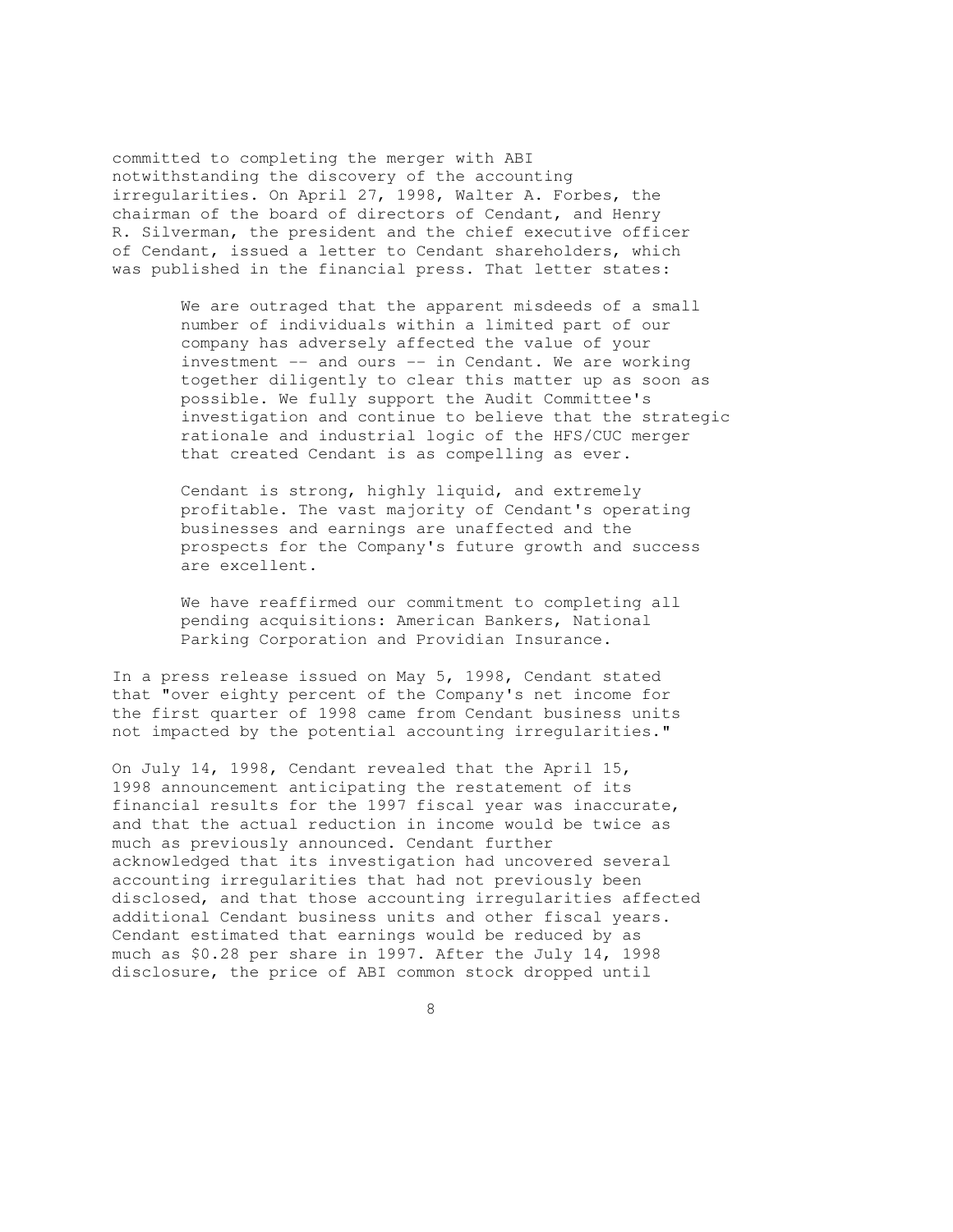committed to completing the merger with ABI notwithstanding the discovery of the accounting irregularities. On April 27, 1998, Walter A. Forbes, the chairman of the board of directors of Cendant, and Henry R. Silverman, the president and the chief executive officer of Cendant, issued a letter to Cendant shareholders, which was published in the financial press. That letter states:

> We are outraged that the apparent misdeeds of a small number of individuals within a limited part of our company has adversely affected the value of your investment -- and ours -- in Cendant. We are working together diligently to clear this matter up as soon as possible. We fully support the Audit Committee's investigation and continue to believe that the strategic rationale and industrial logic of the HFS/CUC merger that created Cendant is as compelling as ever.
>
> Cendant is strong, highly liquid, and extremely profitable. The vast majority of Cendant's operating businesses and earnings are unaffected and the prospects for the Company's future growth and success are excellent.
>
> We have reaffirmed our commitment to completing all pending acquisitions: American Bankers, National Parking Corporation and Providian Insurance.

In a press release issued on May 5, 1998, Cendant stated that "over eighty percent of the Company's net income for the first quarter of 1998 came from Cendant business units not impacted by the potential accounting irregularities."

On July 14, 1998, Cendant revealed that the April 15, 1998 announcement anticipating the restatement of its financial results for the 1997 fiscal year was inaccurate, and that the actual reduction in income would be twice as much as previously announced. Cendant further acknowledged that its investigation had uncovered several accounting irregularities that had not previously been disclosed, and that those accounting irregularities affected additional Cendant business units and other fiscal years. Cendant estimated that earnings would be reduced by as much as $0.28 per share in 1997. After the July 14, 1998 disclosure, the price of ABI common stock dropped until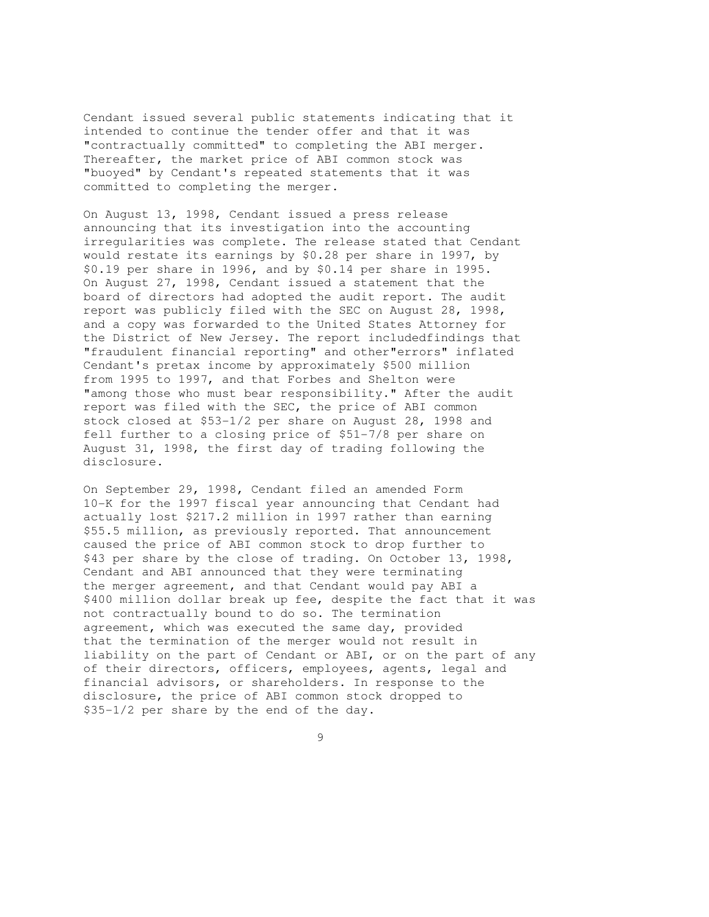Cendant issued several public statements indicating that it intended to continue the tender offer and that it was "contractually committed" to completing the ABI merger. Thereafter, the market price of ABI common stock was "buoyed" by Cendant's repeated statements that it was committed to completing the merger.

On August 13, 1998, Cendant issued a press release announcing that its investigation into the accounting irregularities was complete. The release stated that Cendant would restate its earnings by $0.28 per share in 1997, by $0.19 per share in 1996, and by $0.14 per share in 1995. On August 27, 1998, Cendant issued a statement that the board of directors had adopted the audit report. The audit report was publicly filed with the SEC on August 28, 1998, and a copy was forwarded to the United States Attorney for the District of New Jersey. The report includedfindings that "fraudulent financial reporting" and other"errors" inflated Cendant's pretax income by approximately $500 million from 1995 to 1997, and that Forbes and Shelton were "among those who must bear responsibility." After the audit report was filed with the SEC, the price of ABI common stock closed at $53-1/2 per share on August 28, 1998 and fell further to a closing price of $51-7/8 per share on August 31, 1998, the first day of trading following the disclosure.

On September 29, 1998, Cendant filed an amended Form 10-K for the 1997 fiscal year announcing that Cendant had actually lost $217.2 million in 1997 rather than earning $55.5 million, as previously reported. That announcement caused the price of ABI common stock to drop further to $43 per share by the close of trading. On October 13, 1998, Cendant and ABI announced that they were terminating the merger agreement, and that Cendant would pay ABI a $400 million dollar break up fee, despite the fact that it was not contractually bound to do so. The termination agreement, which was executed the same day, provided that the termination of the merger would not result in liability on the part of Cendant or ABI, or on the part of any of their directors, officers, employees, agents, legal and financial advisors, or shareholders. In response to the disclosure, the price of ABI common stock dropped to $35-1/2 per share by the end of the day.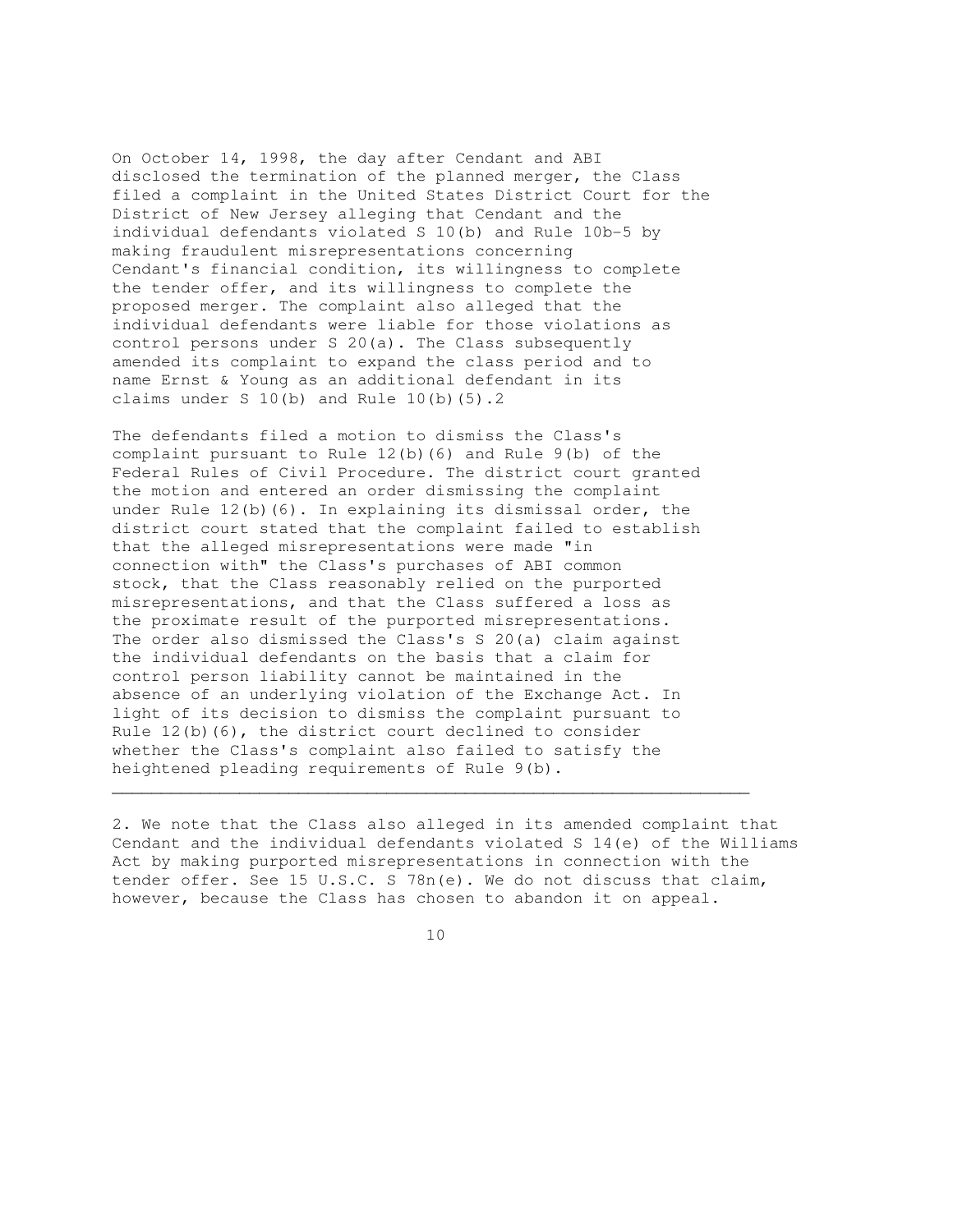On October 14, 1998, the day after Cendant and ABI disclosed the termination of the planned merger, the Class filed a complaint in the United States District Court for the District of New Jersey alleging that Cendant and the individual defendants violated S 10(b) and Rule 10b-5 by making fraudulent misrepresentations concerning Cendant's financial condition, its willingness to complete the tender offer, and its willingness to complete the proposed merger. The complaint also alleged that the individual defendants were liable for those violations as control persons under S 20(a). The Class subsequently amended its complaint to expand the class period and to name Ernst & Young as an additional defendant in its claims under S 10(b) and Rule 10(b)(5).[2]

The defendants filed a motion to dismiss the Class's complaint pursuant to Rule 12(b)(6) and Rule 9(b) of the Federal Rules of Civil Procedure. The district court granted the motion and entered an order dismissing the complaint under Rule 12(b)(6). In explaining its dismissal order, the district court stated that the complaint failed to establish that the alleged misrepresentations were made "in connection with" the Class's purchases of ABI common stock, that the Class reasonably relied on the purported misrepresentations, and that the Class suffered a loss as the proximate result of the purported misrepresentations. The order also dismissed the Class's S 20(a) claim against the individual defendants on the basis that a claim for control person liability cannot be maintained in the absence of an underlying violation of the Exchange Act. In light of its decision to dismiss the complaint pursuant to Rule 12(b)(6), the district court declined to consider whether the Class's complaint also failed to satisfy the heightened pleading requirements of Rule 9(b).

---

2. We note that the Class also alleged in its amended complaint that Cendant and the individual defendants violated S 14(e) of the Williams Act by making purported misrepresentations in connection with the tender offer. See 15 U.S.C. S 78n(e). We do not discuss that claim, however, because the Class has chosen to abandon it on appeal.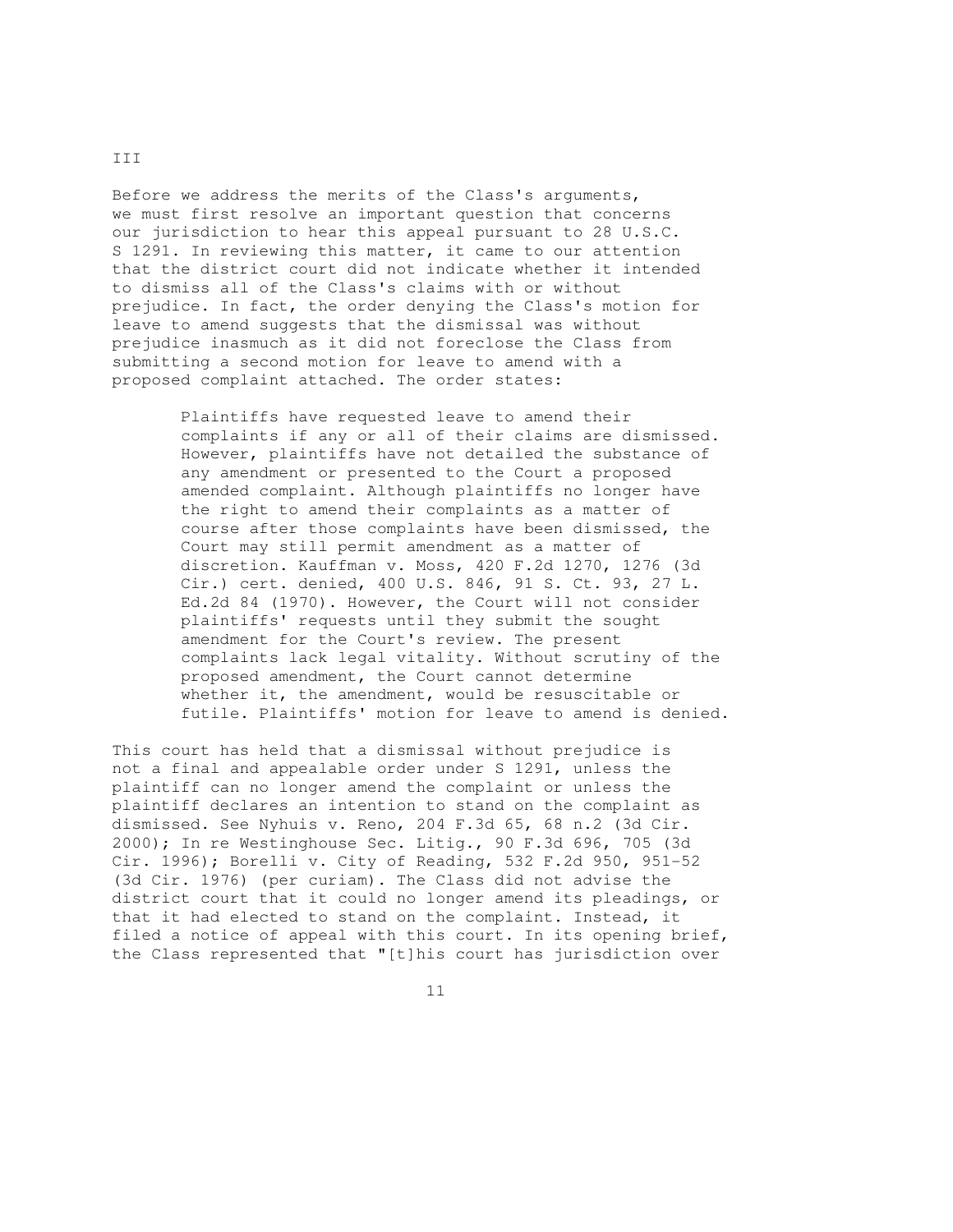## III

Before we address the merits of the Class's arguments, we must first resolve an important question that concerns our jurisdiction to hear this appeal pursuant to 28 U.S.C. S 1291. In reviewing this matter, it came to our attention that the district court did not indicate whether it intended to dismiss all of the Class's claims with or without prejudice. In fact, the order denying the Class's motion for leave to amend suggests that the dismissal was without prejudice inasmuch as it did not foreclose the Class from submitting a second motion for leave to amend with a proposed complaint attached. The order states:

> Plaintiffs have requested leave to amend their complaints if any or all of their claims are dismissed. However, plaintiffs have not detailed the substance of any amendment or presented to the Court a proposed amended complaint. Although plaintiffs no longer have the right to amend their complaints as a matter of course after those complaints have been dismissed, the Court may still permit amendment as a matter of discretion. Kauffman v. Moss, 420 F.2d 1270, 1276 (3d Cir.) cert. denied, 400 U.S. 846, 91 S. Ct. 93, 27 L. Ed.2d 84 (1970). However, the Court will not consider plaintiffs' requests until they submit the sought amendment for the Court's review. The present complaints lack legal vitality. Without scrutiny of the proposed amendment, the Court cannot determine whether it, the amendment, would be resuscitable or futile. Plaintiffs' motion for leave to amend is denied.

This court has held that a dismissal without prejudice is not a final and appealable order under S 1291, unless the plaintiff can no longer amend the complaint or unless the plaintiff declares an intention to stand on the complaint as dismissed. See Nyhuis v. Reno, 204 F.3d 65, 68 n.2 (3d Cir. 2000); In re Westinghouse Sec. Litig., 90 F.3d 696, 705 (3d Cir. 1996); Borelli v. City of Reading, 532 F.2d 950, 951-52 (3d Cir. 1976) (per curiam). The Class did not advise the district court that it could no longer amend its pleadings, or that it had elected to stand on the complaint. Instead, it filed a notice of appeal with this court. In its opening brief, the Class represented that "[t]his court has jurisdiction over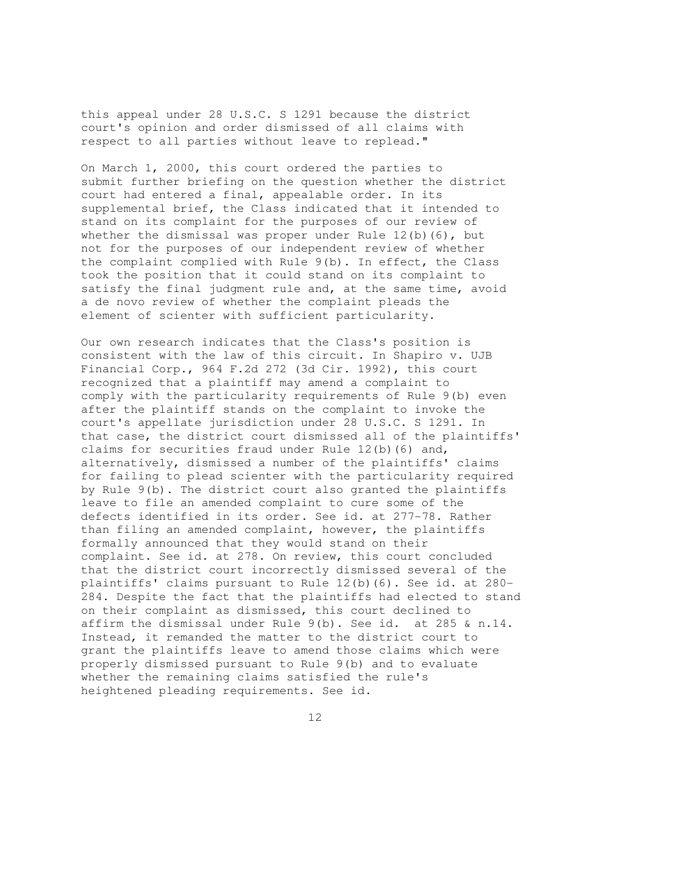this appeal under 28 U.S.C. S 1291 because the district court's opinion and order dismissed of all claims with respect to all parties without leave to replead."

On March 1, 2000, this court ordered the parties to submit further briefing on the question whether the district court had entered a final, appealable order. In its supplemental brief, the Class indicated that it intended to stand on its complaint for the purposes of our review of whether the dismissal was proper under Rule 12(b)(6), but not for the purposes of our independent review of whether the complaint complied with Rule 9(b). In effect, the Class took the position that it could stand on its complaint to satisfy the final judgment rule and, at the same time, avoid a de novo review of whether the complaint pleads the element of scienter with sufficient particularity.

Our own research indicates that the Class's position is consistent with the law of this circuit. In Shapiro v. UJB Financial Corp., 964 F.2d 272 (3d Cir. 1992), this court recognized that a plaintiff may amend a complaint to comply with the particularity requirements of Rule 9(b) even after the plaintiff stands on the complaint to invoke the court's appellate jurisdiction under 28 U.S.C. S 1291. In that case, the district court dismissed all of the plaintiffs' claims for securities fraud under Rule 12(b)(6) and, alternatively, dismissed a number of the plaintiffs' claims for failing to plead scienter with the particularity required by Rule 9(b). The district court also granted the plaintiffs leave to file an amended complaint to cure some of the defects identified in its order. See id. at 277-78. Rather than filing an amended complaint, however, the plaintiffs formally announced that they would stand on their complaint. See id. at 278. On review, this court concluded that the district court incorrectly dismissed several of the plaintiffs' claims pursuant to Rule 12(b)(6). See id. at 280-284. Despite the fact that the plaintiffs had elected to stand on their complaint as dismissed, this court declined to affirm the dismissal under Rule 9(b). See id. at 285 & n.14. Instead, it remanded the matter to the district court to grant the plaintiffs leave to amend those claims which were properly dismissed pursuant to Rule 9(b) and to evaluate whether the remaining claims satisfied the rule's heightened pleading requirements. See id.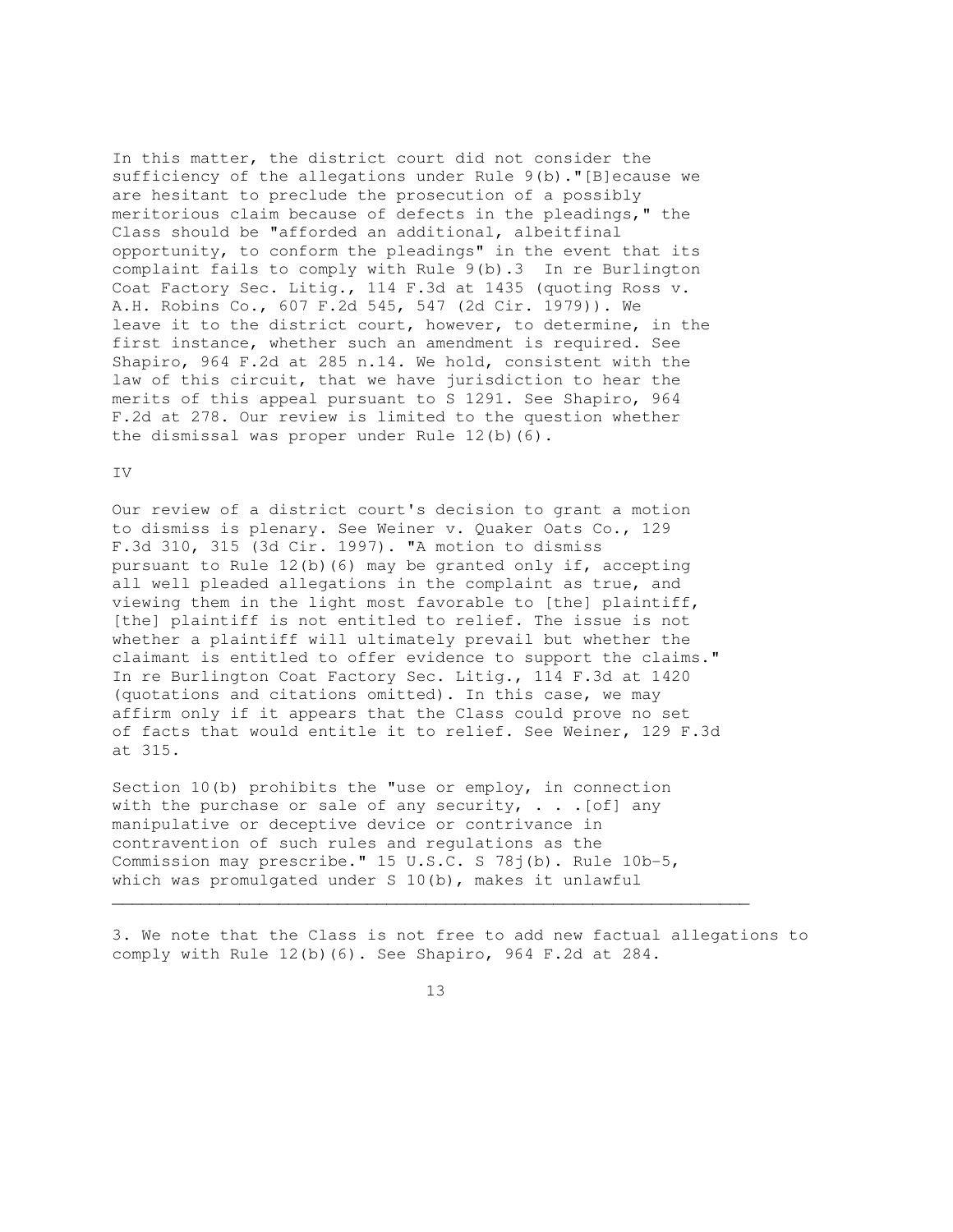In this matter, the district court did not consider the sufficiency of the allegations under Rule 9(b)."[B]ecause we are hesitant to preclude the prosecution of a possibly meritorious claim because of defects in the pleadings," the Class should be "afforded an additional, albeitfinal opportunity, to conform the pleadings" in the event that its complaint fails to comply with Rule 9(b).3 In re Burlington Coat Factory Sec. Litig., 114 F.3d at 1435 (quoting Ross v. A.H. Robins Co., 607 F.2d 545, 547 (2d Cir. 1979)). We leave it to the district court, however, to determine, in the first instance, whether such an amendment is required. See Shapiro, 964 F.2d at 285 n.14. We hold, consistent with the law of this circuit, that we have jurisdiction to hear the merits of this appeal pursuant to S 1291. See Shapiro, 964 F.2d at 278. Our review is limited to the question whether the dismissal was proper under Rule 12(b)(6).

IV

Our review of a district court's decision to grant a motion to dismiss is plenary. See Weiner v. Quaker Oats Co., 129 F.3d 310, 315 (3d Cir. 1997). "A motion to dismiss pursuant to Rule 12(b)(6) may be granted only if, accepting all well pleaded allegations in the complaint as true, and viewing them in the light most favorable to [the] plaintiff, [the] plaintiff is not entitled to relief. The issue is not whether a plaintiff will ultimately prevail but whether the claimant is entitled to offer evidence to support the claims." In re Burlington Coat Factory Sec. Litig., 114 F.3d at 1420 (quotations and citations omitted). In this case, we may affirm only if it appears that the Class could prove no set of facts that would entitle it to relief. See Weiner, 129 F.3d at 315.

Section 10(b) prohibits the "use or employ, in connection with the purchase or sale of any security, . . .[of] any manipulative or deceptive device or contrivance in contravention of such rules and regulations as the Commission may prescribe." 15 U.S.C. S 78j(b). Rule 10b-5, which was promulgated under S 10(b), makes it unlawful

---

3. We note that the Class is not free to add new factual allegations to comply with Rule 12(b)(6). See Shapiro, 964 F.2d at 284.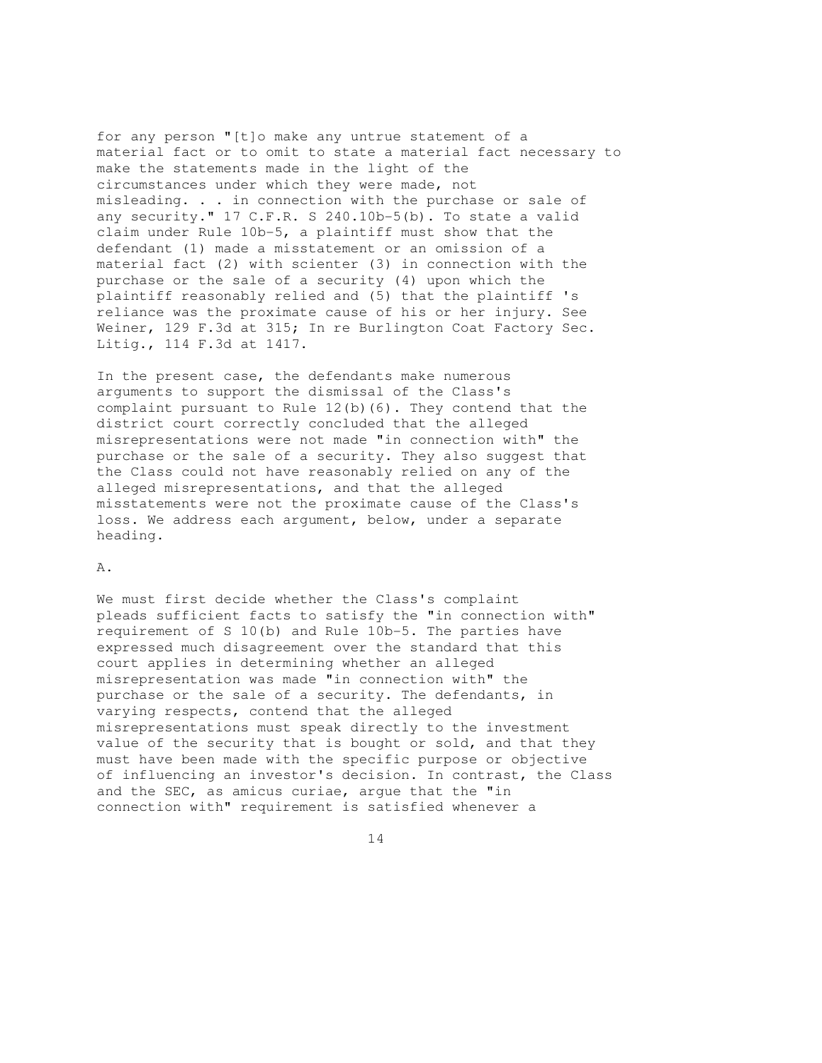for any person "[t]o make any untrue statement of a material fact or to omit to state a material fact necessary to make the statements made in the light of the circumstances under which they were made, not misleading. . . in connection with the purchase or sale of any security." 17 C.F.R. S 240.10b-5(b). To state a valid claim under Rule 10b-5, a plaintiff must show that the defendant (1) made a misstatement or an omission of a material fact (2) with scienter (3) in connection with the purchase or the sale of a security (4) upon which the plaintiff reasonably relied and (5) that the plaintiff 's reliance was the proximate cause of his or her injury. See Weiner, 129 F.3d at 315; In re Burlington Coat Factory Sec. Litig., 114 F.3d at 1417.

In the present case, the defendants make numerous arguments to support the dismissal of the Class's complaint pursuant to Rule 12(b)(6). They contend that the district court correctly concluded that the alleged misrepresentations were not made "in connection with" the purchase or the sale of a security. They also suggest that the Class could not have reasonably relied on any of the alleged misrepresentations, and that the alleged misstatements were not the proximate cause of the Class's loss. We address each argument, below, under a separate heading.

A.

We must first decide whether the Class's complaint pleads sufficient facts to satisfy the "in connection with" requirement of S 10(b) and Rule 10b-5. The parties have expressed much disagreement over the standard that this court applies in determining whether an alleged misrepresentation was made "in connection with" the purchase or the sale of a security. The defendants, in varying respects, contend that the alleged misrepresentations must speak directly to the investment value of the security that is bought or sold, and that they must have been made with the specific purpose or objective of influencing an investor's decision. In contrast, the Class and the SEC, as amicus curiae, argue that the "in connection with" requirement is satisfied whenever a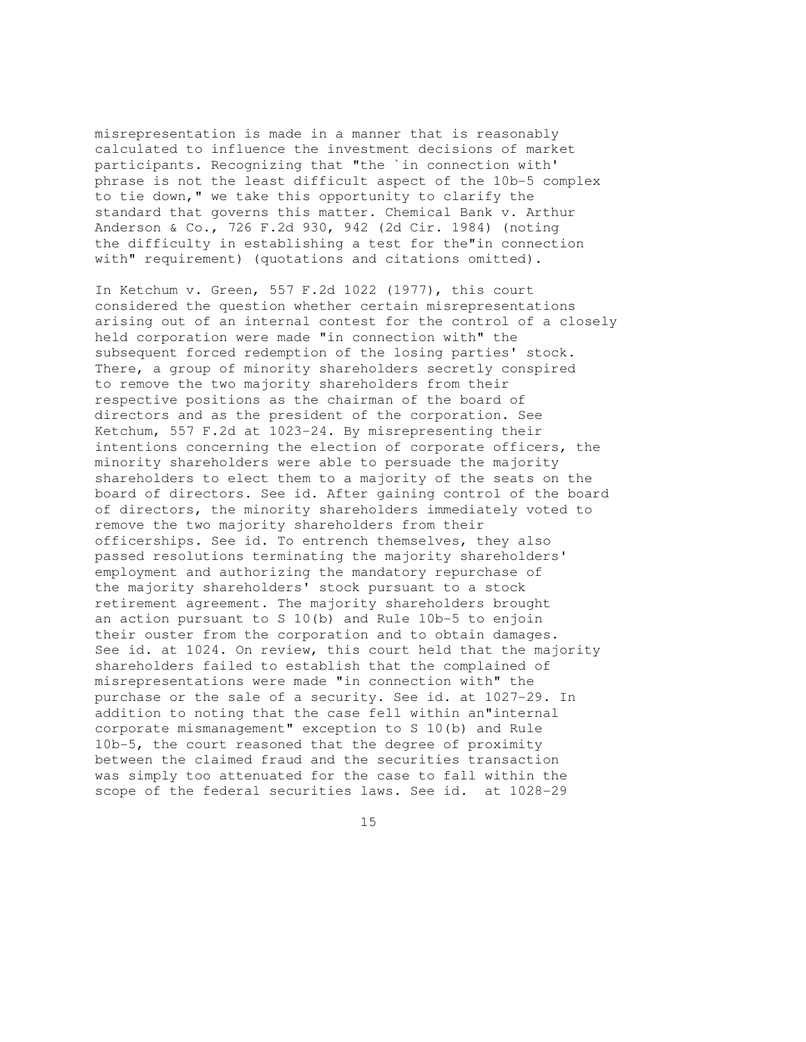misrepresentation is made in a manner that is reasonably calculated to influence the investment decisions of market participants. Recognizing that "the `in connection with' phrase is not the least difficult aspect of the 10b-5 complex to tie down," we take this opportunity to clarify the standard that governs this matter. Chemical Bank v. Arthur Anderson & Co., 726 F.2d 930, 942 (2d Cir. 1984) (noting the difficulty in establishing a test for the"in connection with" requirement) (quotations and citations omitted).

In Ketchum v. Green, 557 F.2d 1022 (1977), this court considered the question whether certain misrepresentations arising out of an internal contest for the control of a closely held corporation were made "in connection with" the subsequent forced redemption of the losing parties' stock. There, a group of minority shareholders secretly conspired to remove the two majority shareholders from their respective positions as the chairman of the board of directors and as the president of the corporation. See Ketchum, 557 F.2d at 1023-24. By misrepresenting their intentions concerning the election of corporate officers, the minority shareholders were able to persuade the majority shareholders to elect them to a majority of the seats on the board of directors. See id. After gaining control of the board of directors, the minority shareholders immediately voted to remove the two majority shareholders from their officerships. See id. To entrench themselves, they also passed resolutions terminating the majority shareholders' employment and authorizing the mandatory repurchase of the majority shareholders' stock pursuant to a stock retirement agreement. The majority shareholders brought an action pursuant to S 10(b) and Rule 10b-5 to enjoin their ouster from the corporation and to obtain damages. See id. at 1024. On review, this court held that the majority shareholders failed to establish that the complained of misrepresentations were made "in connection with" the purchase or the sale of a security. See id. at 1027-29. In addition to noting that the case fell within an"internal corporate mismanagement" exception to S 10(b) and Rule 10b-5, the court reasoned that the degree of proximity between the claimed fraud and the securities transaction was simply too attenuated for the case to fall within the scope of the federal securities laws. See id. at 1028-29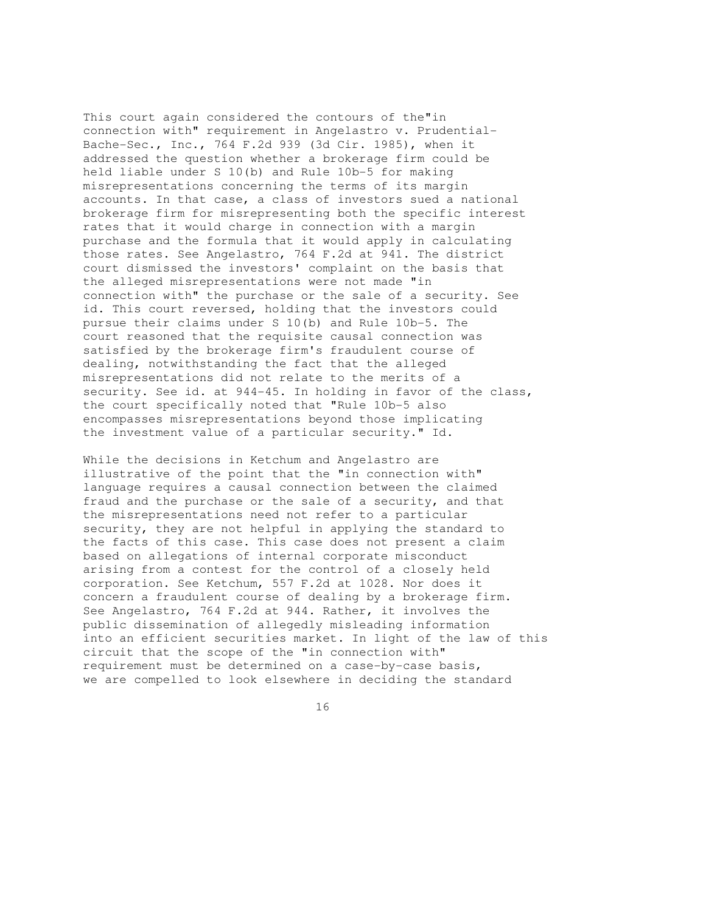This court again considered the contours of the"in connection with" requirement in Angelastro v. Prudential-Bache-Sec., Inc., 764 F.2d 939 (3d Cir. 1985), when it addressed the question whether a brokerage firm could be held liable under S 10(b) and Rule 10b-5 for making misrepresentations concerning the terms of its margin accounts. In that case, a class of investors sued a national brokerage firm for misrepresenting both the specific interest rates that it would charge in connection with a margin purchase and the formula that it would apply in calculating those rates. See Angelastro, 764 F.2d at 941. The district court dismissed the investors' complaint on the basis that the alleged misrepresentations were not made "in connection with" the purchase or the sale of a security. See id. This court reversed, holding that the investors could pursue their claims under S 10(b) and Rule 10b-5. The court reasoned that the requisite causal connection was satisfied by the brokerage firm's fraudulent course of dealing, notwithstanding the fact that the alleged misrepresentations did not relate to the merits of a security. See id. at 944-45. In holding in favor of the class, the court specifically noted that "Rule 10b-5 also encompasses misrepresentations beyond those implicating the investment value of a particular security." Id.

While the decisions in Ketchum and Angelastro are illustrative of the point that the "in connection with" language requires a causal connection between the claimed fraud and the purchase or the sale of a security, and that the misrepresentations need not refer to a particular security, they are not helpful in applying the standard to the facts of this case. This case does not present a claim based on allegations of internal corporate misconduct arising from a contest for the control of a closely held corporation. See Ketchum, 557 F.2d at 1028. Nor does it concern a fraudulent course of dealing by a brokerage firm. See Angelastro, 764 F.2d at 944. Rather, it involves the public dissemination of allegedly misleading information into an efficient securities market. In light of the law of this circuit that the scope of the "in connection with" requirement must be determined on a case-by-case basis, we are compelled to look elsewhere in deciding the standard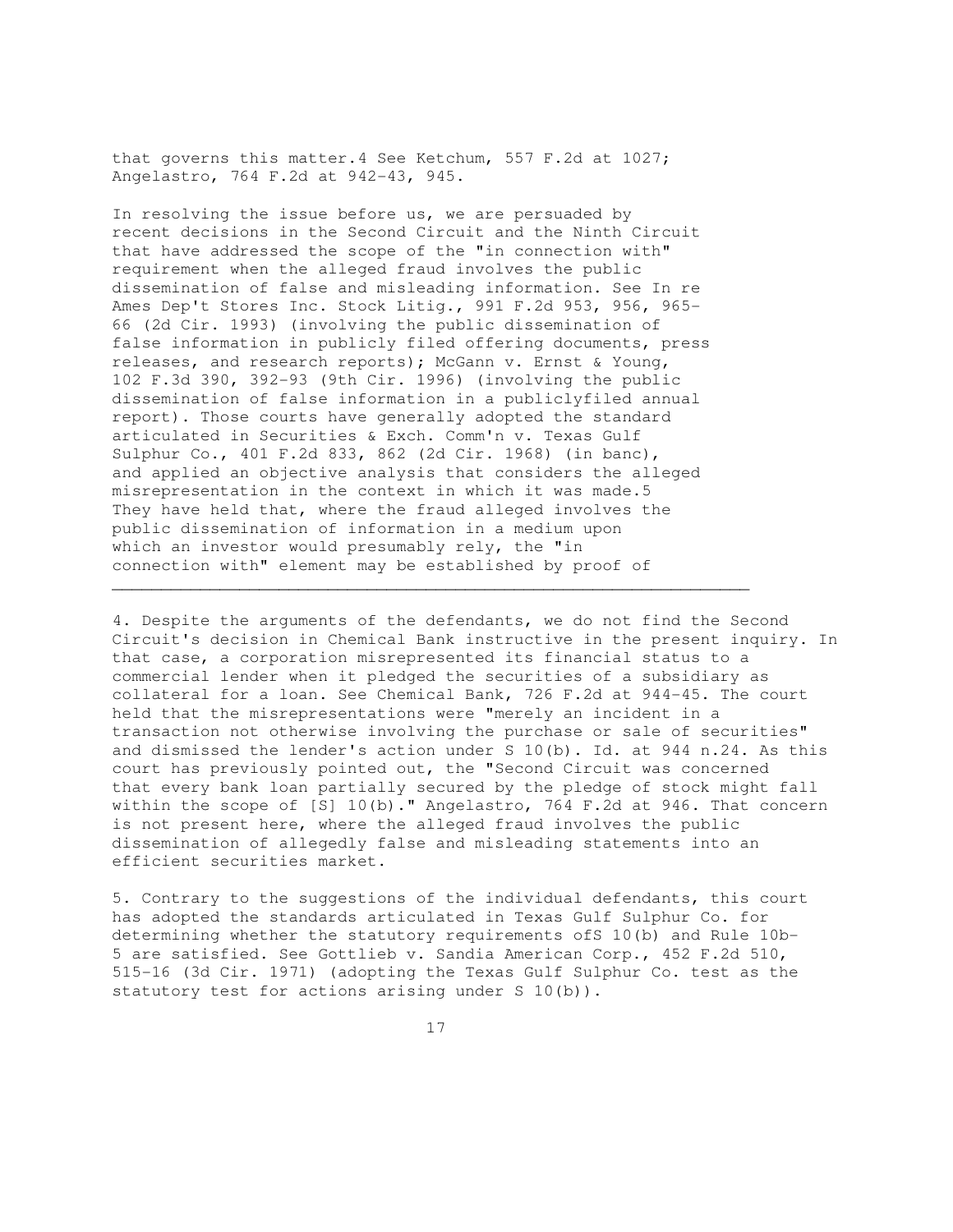that governs this matter.4 See Ketchum, 557 F.2d at 1027; Angelastro, 764 F.2d at 942-43, 945.

In resolving the issue before us, we are persuaded by recent decisions in the Second Circuit and the Ninth Circuit that have addressed the scope of the "in connection with" requirement when the alleged fraud involves the public dissemination of false and misleading information. See In re Ames Dep't Stores Inc. Stock Litig., 991 F.2d 953, 956, 965-66 (2d Cir. 1993) (involving the public dissemination of false information in publicly filed offering documents, press releases, and research reports); McGann v. Ernst & Young, 102 F.3d 390, 392-93 (9th Cir. 1996) (involving the public dissemination of false information in a publiclyfiled annual report). Those courts have generally adopted the standard articulated in Securities & Exch. Comm'n v. Texas Gulf Sulphur Co., 401 F.2d 833, 862 (2d Cir. 1968) (in banc), and applied an objective analysis that considers the alleged misrepresentation in the context in which it was made.5 They have held that, where the fraud alleged involves the public dissemination of information in a medium upon which an investor would presumably rely, the "in connection with" element may be established by proof of

---

4. Despite the arguments of the defendants, we do not find the Second Circuit's decision in Chemical Bank instructive in the present inquiry. In that case, a corporation misrepresented its financial status to a commercial lender when it pledged the securities of a subsidiary as collateral for a loan. See Chemical Bank, 726 F.2d at 944-45. The court held that the misrepresentations were "merely an incident in a transaction not otherwise involving the purchase or sale of securities" and dismissed the lender's action under S 10(b). Id. at 944 n.24. As this court has previously pointed out, the "Second Circuit was concerned that every bank loan partially secured by the pledge of stock might fall within the scope of [S] 10(b)." Angelastro, 764 F.2d at 946. That concern is not present here, where the alleged fraud involves the public dissemination of allegedly false and misleading statements into an efficient securities market.

5. Contrary to the suggestions of the individual defendants, this court has adopted the standards articulated in Texas Gulf Sulphur Co. for determining whether the statutory requirements ofS 10(b) and Rule 10b-5 are satisfied. See Gottlieb v. Sandia American Corp., 452 F.2d 510, 515-16 (3d Cir. 1971) (adopting the Texas Gulf Sulphur Co. test as the statutory test for actions arising under S 10(b)).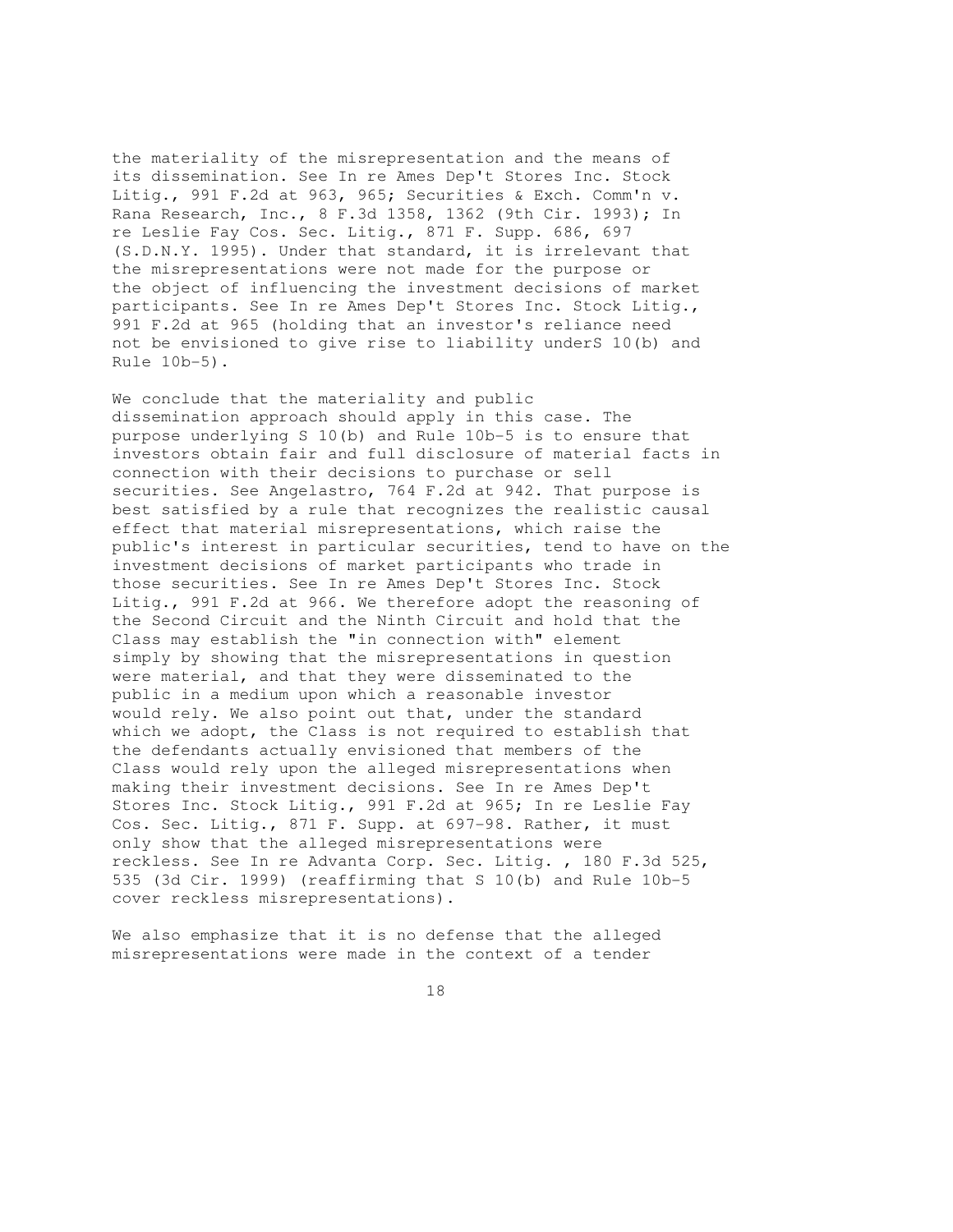the materiality of the misrepresentation and the means of its dissemination. See In re Ames Dep't Stores Inc. Stock Litig., 991 F.2d at 963, 965; Securities & Exch. Comm'n v. Rana Research, Inc., 8 F.3d 1358, 1362 (9th Cir. 1993); In re Leslie Fay Cos. Sec. Litig., 871 F. Supp. 686, 697 (S.D.N.Y. 1995). Under that standard, it is irrelevant that the misrepresentations were not made for the purpose or the object of influencing the investment decisions of market participants. See In re Ames Dep't Stores Inc. Stock Litig., 991 F.2d at 965 (holding that an investor's reliance need not be envisioned to give rise to liability underS 10(b) and Rule 10b-5).

We conclude that the materiality and public dissemination approach should apply in this case. The purpose underlying S 10(b) and Rule 10b-5 is to ensure that investors obtain fair and full disclosure of material facts in connection with their decisions to purchase or sell securities. See Angelastro, 764 F.2d at 942. That purpose is best satisfied by a rule that recognizes the realistic causal effect that material misrepresentations, which raise the public's interest in particular securities, tend to have on the investment decisions of market participants who trade in those securities. See In re Ames Dep't Stores Inc. Stock Litig., 991 F.2d at 966. We therefore adopt the reasoning of the Second Circuit and the Ninth Circuit and hold that the Class may establish the "in connection with" element simply by showing that the misrepresentations in question were material, and that they were disseminated to the public in a medium upon which a reasonable investor would rely. We also point out that, under the standard which we adopt, the Class is not required to establish that the defendants actually envisioned that members of the Class would rely upon the alleged misrepresentations when making their investment decisions. See In re Ames Dep't Stores Inc. Stock Litig., 991 F.2d at 965; In re Leslie Fay Cos. Sec. Litig., 871 F. Supp. at 697-98. Rather, it must only show that the alleged misrepresentations were reckless. See In re Advanta Corp. Sec. Litig. , 180 F.3d 525, 535 (3d Cir. 1999) (reaffirming that S 10(b) and Rule 10b-5 cover reckless misrepresentations).

We also emphasize that it is no defense that the alleged misrepresentations were made in the context of a tender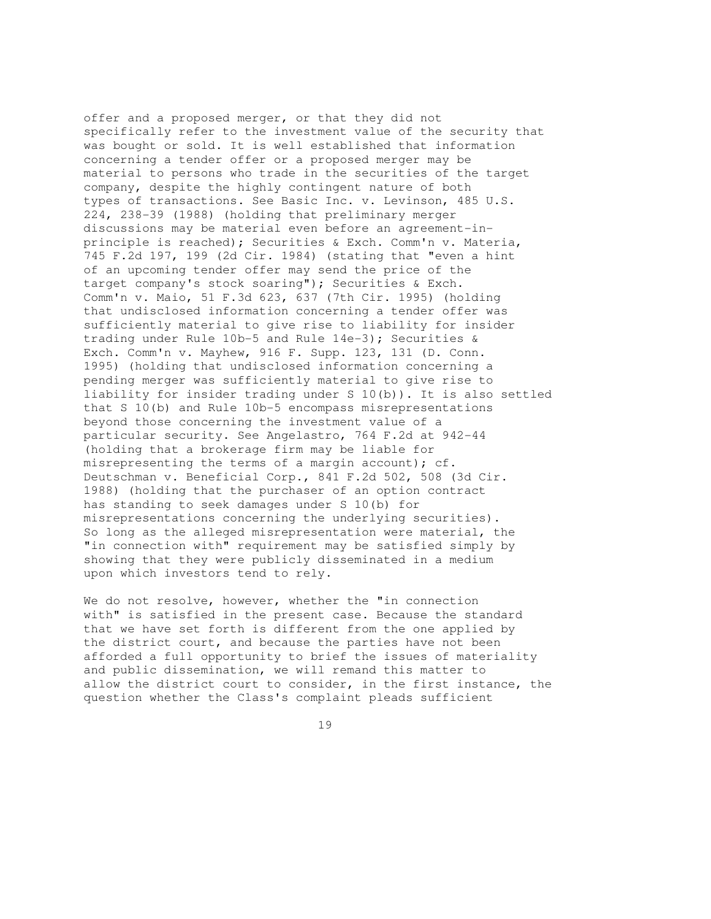offer and a proposed merger, or that they did not specifically refer to the investment value of the security that was bought or sold. It is well established that information concerning a tender offer or a proposed merger may be material to persons who trade in the securities of the target company, despite the highly contingent nature of both types of transactions. See Basic Inc. v. Levinson, 485 U.S. 224, 238-39 (1988) (holding that preliminary merger discussions may be material even before an agreement-in-principle is reached); Securities & Exch. Comm'n v. Materia, 745 F.2d 197, 199 (2d Cir. 1984) (stating that "even a hint of an upcoming tender offer may send the price of the target company's stock soaring"); Securities & Exch. Comm'n v. Maio, 51 F.3d 623, 637 (7th Cir. 1995) (holding that undisclosed information concerning a tender offer was sufficiently material to give rise to liability for insider trading under Rule 10b-5 and Rule 14e-3); Securities & Exch. Comm'n v. Mayhew, 916 F. Supp. 123, 131 (D. Conn. 1995) (holding that undisclosed information concerning a pending merger was sufficiently material to give rise to liability for insider trading under S 10(b)). It is also settled that S 10(b) and Rule 10b-5 encompass misrepresentations beyond those concerning the investment value of a particular security. See Angelastro, 764 F.2d at 942-44 (holding that a brokerage firm may be liable for misrepresenting the terms of a margin account); cf. Deutschman v. Beneficial Corp., 841 F.2d 502, 508 (3d Cir. 1988) (holding that the purchaser of an option contract has standing to seek damages under S 10(b) for misrepresentations concerning the underlying securities). So long as the alleged misrepresentation were material, the "in connection with" requirement may be satisfied simply by showing that they were publicly disseminated in a medium upon which investors tend to rely.

We do not resolve, however, whether the "in connection with" is satisfied in the present case. Because the standard that we have set forth is different from the one applied by the district court, and because the parties have not been afforded a full opportunity to brief the issues of materiality and public dissemination, we will remand this matter to allow the district court to consider, in the first instance, the question whether the Class's complaint pleads sufficient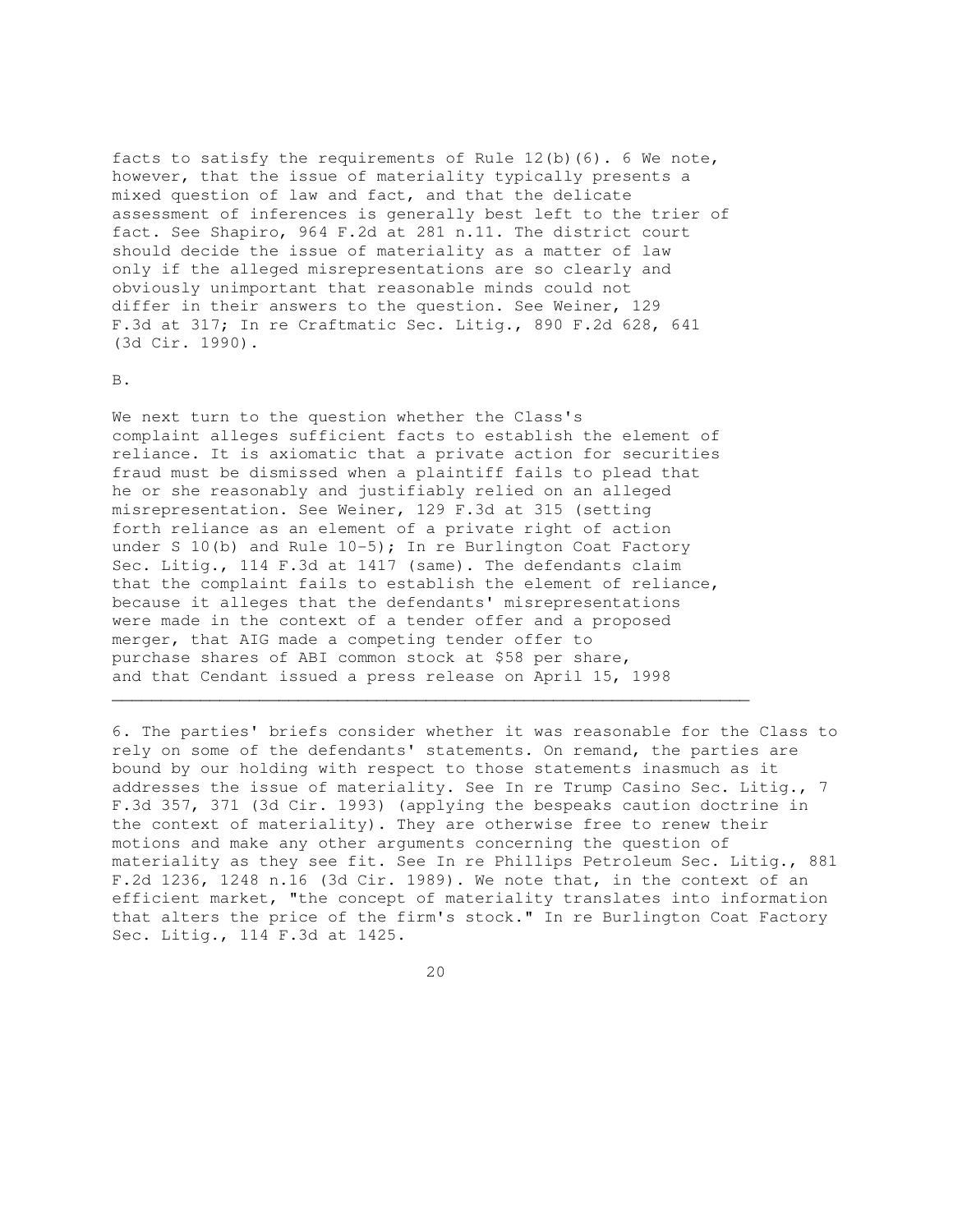facts to satisfy the requirements of Rule 12(b)(6). 6 We note, however, that the issue of materiality typically presents a mixed question of law and fact, and that the delicate assessment of inferences is generally best left to the trier of fact. See Shapiro, 964 F.2d at 281 n.11. The district court should decide the issue of materiality as a matter of law only if the alleged misrepresentations are so clearly and obviously unimportant that reasonable minds could not differ in their answers to the question. See Weiner, 129 F.3d at 317; In re Craftmatic Sec. Litig., 890 F.2d 628, 641 (3d Cir. 1990).

B.

We next turn to the question whether the Class's complaint alleges sufficient facts to establish the element of reliance. It is axiomatic that a private action for securities fraud must be dismissed when a plaintiff fails to plead that he or she reasonably and justifiably relied on an alleged misrepresentation. See Weiner, 129 F.3d at 315 (setting forth reliance as an element of a private right of action under S 10(b) and Rule 10-5); In re Burlington Coat Factory Sec. Litig., 114 F.3d at 1417 (same). The defendants claim that the complaint fails to establish the element of reliance, because it alleges that the defendants' misrepresentations were made in the context of a tender offer and a proposed merger, that AIG made a competing tender offer to purchase shares of ABI common stock at $58 per share, and that Cendant issued a press release on April 15, 1998

---

6. The parties' briefs consider whether it was reasonable for the Class to rely on some of the defendants' statements. On remand, the parties are bound by our holding with respect to those statements inasmuch as it addresses the issue of materiality. See In re Trump Casino Sec. Litig., 7 F.3d 357, 371 (3d Cir. 1993) (applying the bespeaks caution doctrine in the context of materiality). They are otherwise free to renew their motions and make any other arguments concerning the question of materiality as they see fit. See In re Phillips Petroleum Sec. Litig., 881 F.2d 1236, 1248 n.16 (3d Cir. 1989). We note that, in the context of an efficient market, "the concept of materiality translates into information that alters the price of the firm's stock." In re Burlington Coat Factory Sec. Litig., 114 F.3d at 1425.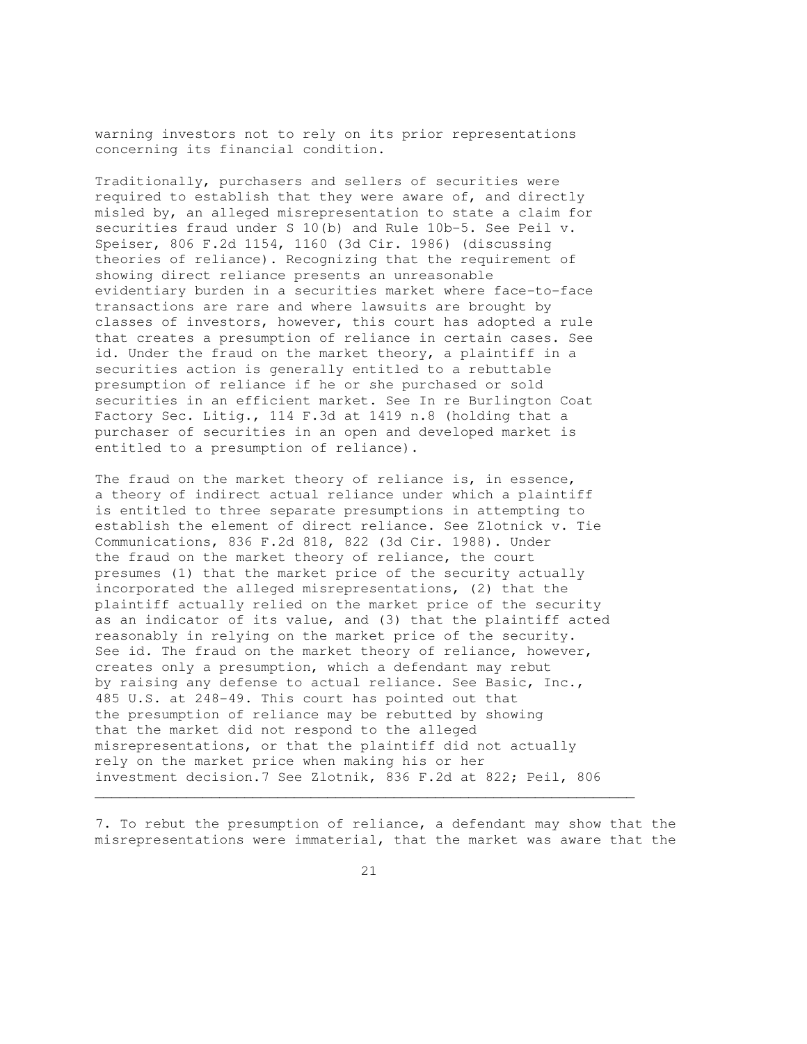warning investors not to rely on its prior representations concerning its financial condition.

Traditionally, purchasers and sellers of securities were required to establish that they were aware of, and directly misled by, an alleged misrepresentation to state a claim for securities fraud under S 10(b) and Rule 10b-5. See Peil v. Speiser, 806 F.2d 1154, 1160 (3d Cir. 1986) (discussing theories of reliance). Recognizing that the requirement of showing direct reliance presents an unreasonable evidentiary burden in a securities market where face-to-face transactions are rare and where lawsuits are brought by classes of investors, however, this court has adopted a rule that creates a presumption of reliance in certain cases. See id. Under the fraud on the market theory, a plaintiff in a securities action is generally entitled to a rebuttable presumption of reliance if he or she purchased or sold securities in an efficient market. See In re Burlington Coat Factory Sec. Litig., 114 F.3d at 1419 n.8 (holding that a purchaser of securities in an open and developed market is entitled to a presumption of reliance).

The fraud on the market theory of reliance is, in essence, a theory of indirect actual reliance under which a plaintiff is entitled to three separate presumptions in attempting to establish the element of direct reliance. See Zlotnick v. Tie Communications, 836 F.2d 818, 822 (3d Cir. 1988). Under the fraud on the market theory of reliance, the court presumes (1) that the market price of the security actually incorporated the alleged misrepresentations, (2) that the plaintiff actually relied on the market price of the security as an indicator of its value, and (3) that the plaintiff acted reasonably in relying on the market price of the security. See id. The fraud on the market theory of reliance, however, creates only a presumption, which a defendant may rebut by raising any defense to actual reliance. See Basic, Inc., 485 U.S. at 248-49. This court has pointed out that the presumption of reliance may be rebutted by showing that the market did not respond to the alleged misrepresentations, or that the plaintiff did not actually rely on the market price when making his or her investment decision.7 See Zlotnik, 836 F.2d at 822; Peil, 806

---

7. To rebut the presumption of reliance, a defendant may show that the misrepresentations were immaterial, that the market was aware that the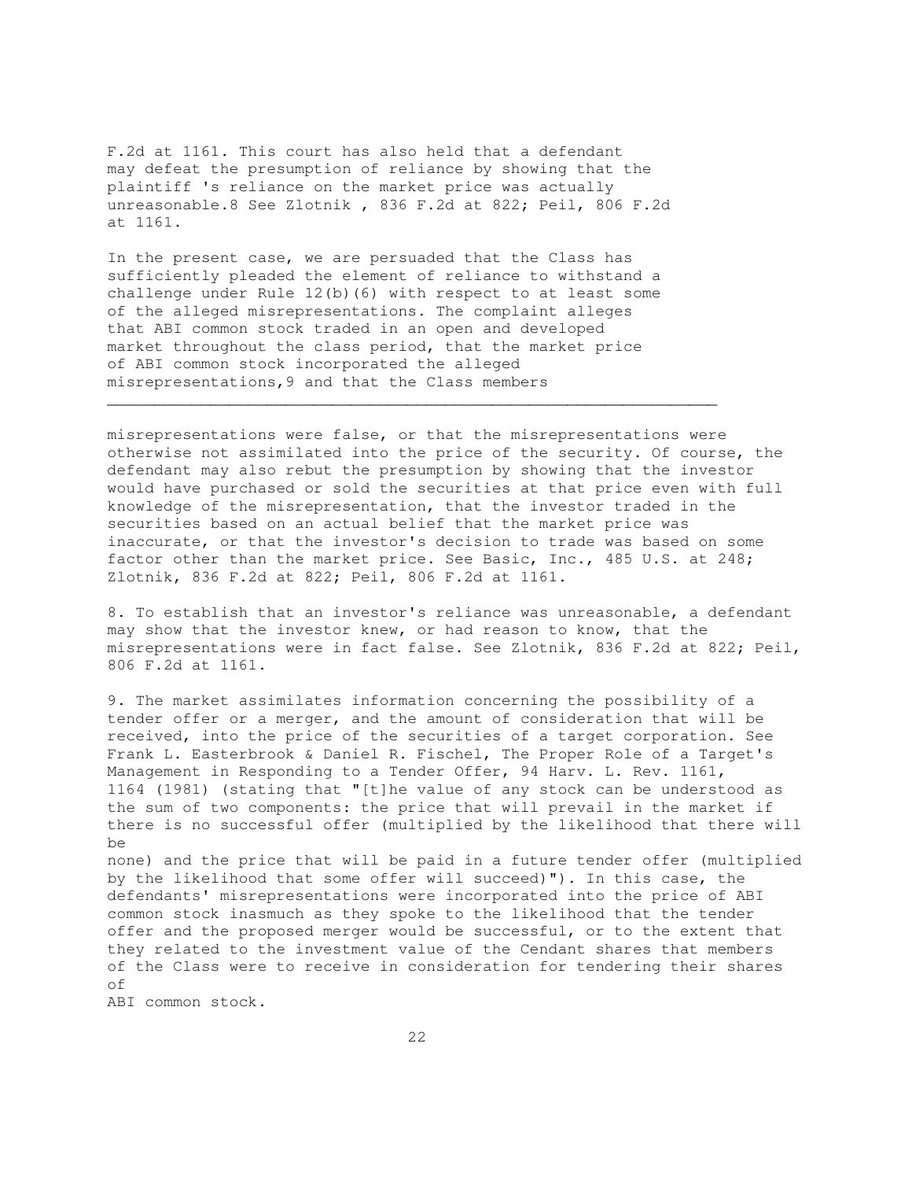F.2d at 1161. This court has also held that a defendant may defeat the presumption of reliance by showing that the plaintiff 's reliance on the market price was actually unreasonable.8 See Zlotnik , 836 F.2d at 822; Peil, 806 F.2d at 1161.

In the present case, we are persuaded that the Class has sufficiently pleaded the element of reliance to withstand a challenge under Rule 12(b)(6) with respect to at least some of the alleged misrepresentations. The complaint alleges that ABI common stock traded in an open and developed market throughout the class period, that the market price of ABI common stock incorporated the alleged misrepresentations,9 and that the Class members

---

misrepresentations were false, or that the misrepresentations were otherwise not assimilated into the price of the security. Of course, the defendant may also rebut the presumption by showing that the investor would have purchased or sold the securities at that price even with full knowledge of the misrepresentation, that the investor traded in the securities based on an actual belief that the market price was inaccurate, or that the investor's decision to trade was based on some factor other than the market price. See Basic, Inc., 485 U.S. at 248; Zlotnik, 836 F.2d at 822; Peil, 806 F.2d at 1161.

8. To establish that an investor's reliance was unreasonable, a defendant may show that the investor knew, or had reason to know, that the misrepresentations were in fact false. See Zlotnik, 836 F.2d at 822; Peil, 806 F.2d at 1161.

9. The market assimilates information concerning the possibility of a tender offer or a merger, and the amount of consideration that will be received, into the price of the securities of a target corporation. See Frank L. Easterbrook & Daniel R. Fischel, The Proper Role of a Target's Management in Responding to a Tender Offer, 94 Harv. L. Rev. 1161, 1164 (1981) (stating that "[t]he value of any stock can be understood as the sum of two components: the price that will prevail in the market if there is no successful offer (multiplied by the likelihood that there will be none) and the price that will be paid in a future tender offer (multiplied by the likelihood that some offer will succeed)"). In this case, the defendants' misrepresentations were incorporated into the price of ABI common stock inasmuch as they spoke to the likelihood that the tender offer and the proposed merger would be successful, or to the extent that they related to the investment value of the Cendant shares that members of the Class were to receive in consideration for tendering their shares of ABI common stock.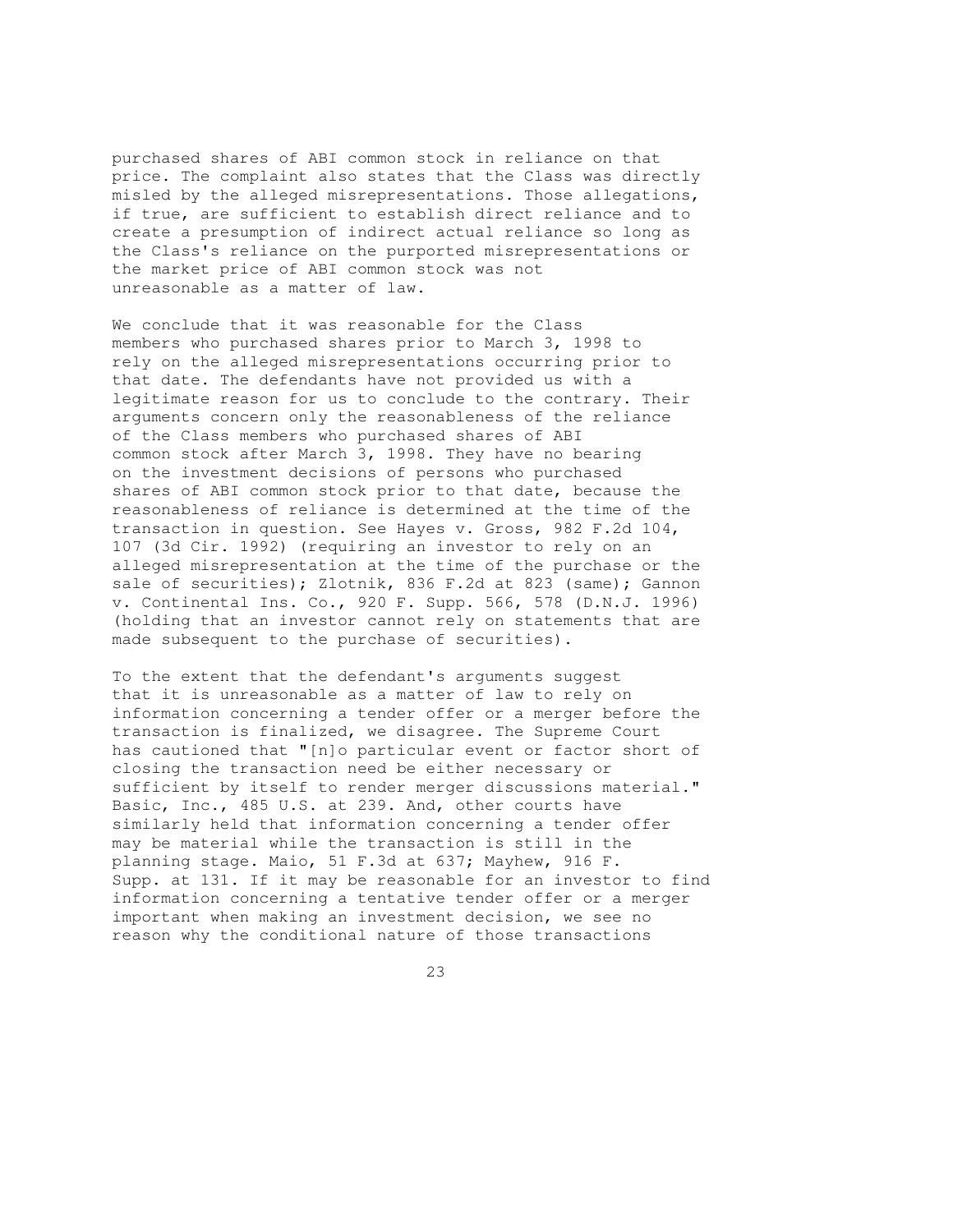purchased shares of ABI common stock in reliance on that price. The complaint also states that the Class was directly misled by the alleged misrepresentations. Those allegations, if true, are sufficient to establish direct reliance and to create a presumption of indirect actual reliance so long as the Class's reliance on the purported misrepresentations or the market price of ABI common stock was not unreasonable as a matter of law.

We conclude that it was reasonable for the Class members who purchased shares prior to March 3, 1998 to rely on the alleged misrepresentations occurring prior to that date. The defendants have not provided us with a legitimate reason for us to conclude to the contrary. Their arguments concern only the reasonableness of the reliance of the Class members who purchased shares of ABI common stock after March 3, 1998. They have no bearing on the investment decisions of persons who purchased shares of ABI common stock prior to that date, because the reasonableness of reliance is determined at the time of the transaction in question. See Hayes v. Gross, 982 F.2d 104, 107 (3d Cir. 1992) (requiring an investor to rely on an alleged misrepresentation at the time of the purchase or the sale of securities); Zlotnik, 836 F.2d at 823 (same); Gannon v. Continental Ins. Co., 920 F. Supp. 566, 578 (D.N.J. 1996) (holding that an investor cannot rely on statements that are made subsequent to the purchase of securities).

To the extent that the defendant's arguments suggest that it is unreasonable as a matter of law to rely on information concerning a tender offer or a merger before the transaction is finalized, we disagree. The Supreme Court has cautioned that "[n]o particular event or factor short of closing the transaction need be either necessary or sufficient by itself to render merger discussions material." Basic, Inc., 485 U.S. at 239. And, other courts have similarly held that information concerning a tender offer may be material while the transaction is still in the planning stage. Maio, 51 F.3d at 637; Mayhew, 916 F. Supp. at 131. If it may be reasonable for an investor to find information concerning a tentative tender offer or a merger important when making an investment decision, we see no reason why the conditional nature of those transactions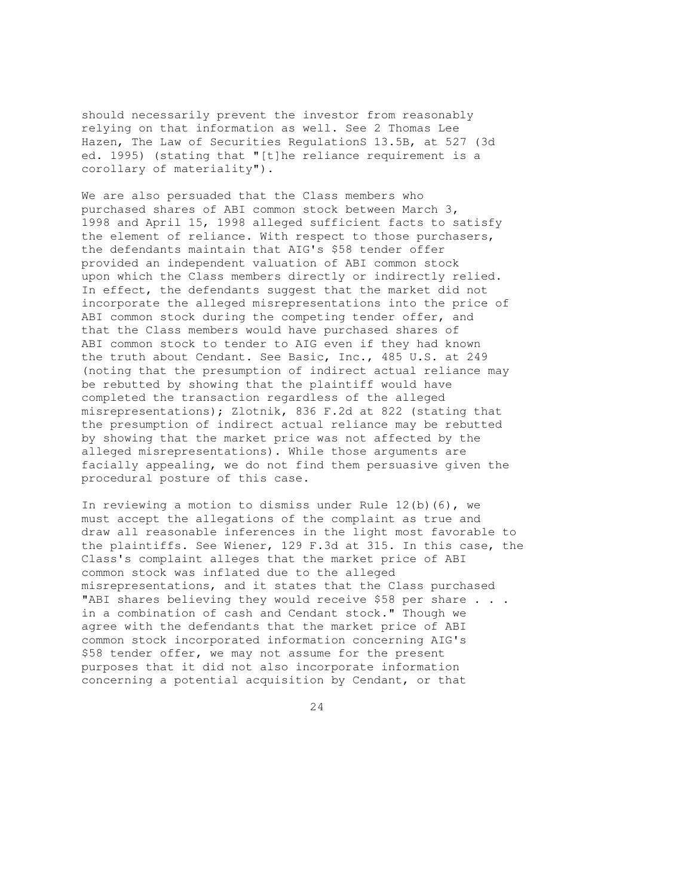should necessarily prevent the investor from reasonably relying on that information as well. See 2 Thomas Lee Hazen, The Law of Securities RegulationS 13.5B, at 527 (3d ed. 1995) (stating that "[t]he reliance requirement is a corollary of materiality").

We are also persuaded that the Class members who purchased shares of ABI common stock between March 3, 1998 and April 15, 1998 alleged sufficient facts to satisfy the element of reliance. With respect to those purchasers, the defendants maintain that AIG's $58 tender offer provided an independent valuation of ABI common stock upon which the Class members directly or indirectly relied. In effect, the defendants suggest that the market did not incorporate the alleged misrepresentations into the price of ABI common stock during the competing tender offer, and that the Class members would have purchased shares of ABI common stock to tender to AIG even if they had known the truth about Cendant. See Basic, Inc., 485 U.S. at 249 (noting that the presumption of indirect actual reliance may be rebutted by showing that the plaintiff would have completed the transaction regardless of the alleged misrepresentations); Zlotnik, 836 F.2d at 822 (stating that the presumption of indirect actual reliance may be rebutted by showing that the market price was not affected by the alleged misrepresentations). While those arguments are facially appealing, we do not find them persuasive given the procedural posture of this case.

In reviewing a motion to dismiss under Rule 12(b)(6), we must accept the allegations of the complaint as true and draw all reasonable inferences in the light most favorable to the plaintiffs. See Wiener, 129 F.3d at 315. In this case, the Class's complaint alleges that the market price of ABI common stock was inflated due to the alleged misrepresentations, and it states that the Class purchased "ABI shares believing they would receive $58 per share . . . in a combination of cash and Cendant stock." Though we agree with the defendants that the market price of ABI common stock incorporated information concerning AIG's $58 tender offer, we may not assume for the present purposes that it did not also incorporate information concerning a potential acquisition by Cendant, or that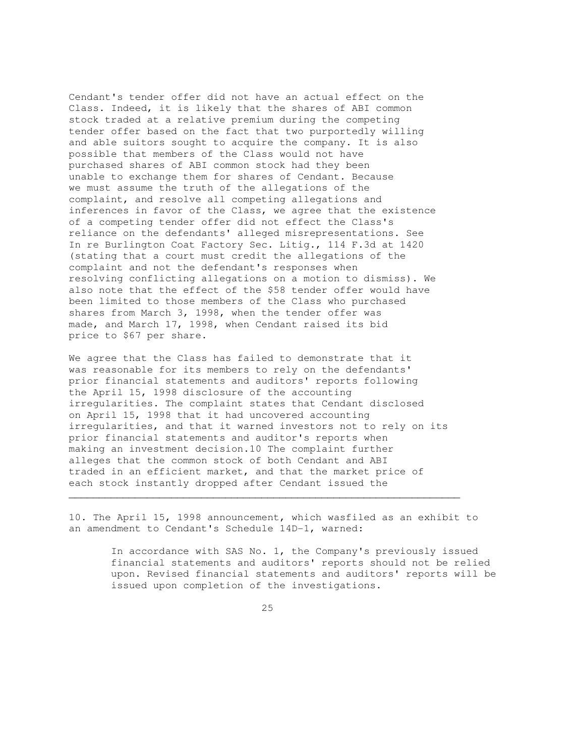Cendant's tender offer did not have an actual effect on the Class. Indeed, it is likely that the shares of ABI common stock traded at a relative premium during the competing tender offer based on the fact that two purportedly willing and able suitors sought to acquire the company. It is also possible that members of the Class would not have purchased shares of ABI common stock had they been unable to exchange them for shares of Cendant. Because we must assume the truth of the allegations of the complaint, and resolve all competing allegations and inferences in favor of the Class, we agree that the existence of a competing tender offer did not effect the Class's reliance on the defendants' alleged misrepresentations. See In re Burlington Coat Factory Sec. Litig., 114 F.3d at 1420 (stating that a court must credit the allegations of the complaint and not the defendant's responses when resolving conflicting allegations on a motion to dismiss). We also note that the effect of the $58 tender offer would have been limited to those members of the Class who purchased shares from March 3, 1998, when the tender offer was made, and March 17, 1998, when Cendant raised its bid price to $67 per share.

We agree that the Class has failed to demonstrate that it was reasonable for its members to rely on the defendants' prior financial statements and auditors' reports following the April 15, 1998 disclosure of the accounting irregularities. The complaint states that Cendant disclosed on April 15, 1998 that it had uncovered accounting irregularities, and that it warned investors not to rely on its prior financial statements and auditor's reports when making an investment decision.[10] The complaint further alleges that the common stock of both Cendant and ABI traded in an efficient market, and that the market price of each stock instantly dropped after Cendant issued the

---

10. The April 15, 1998 announcement, which wasfiled as an exhibit to an amendment to Cendant's Schedule 14D-1, warned:

> In accordance with SAS No. 1, the Company's previously issued financial statements and auditors' reports should not be relied upon. Revised financial statements and auditors' reports will be issued upon completion of the investigations.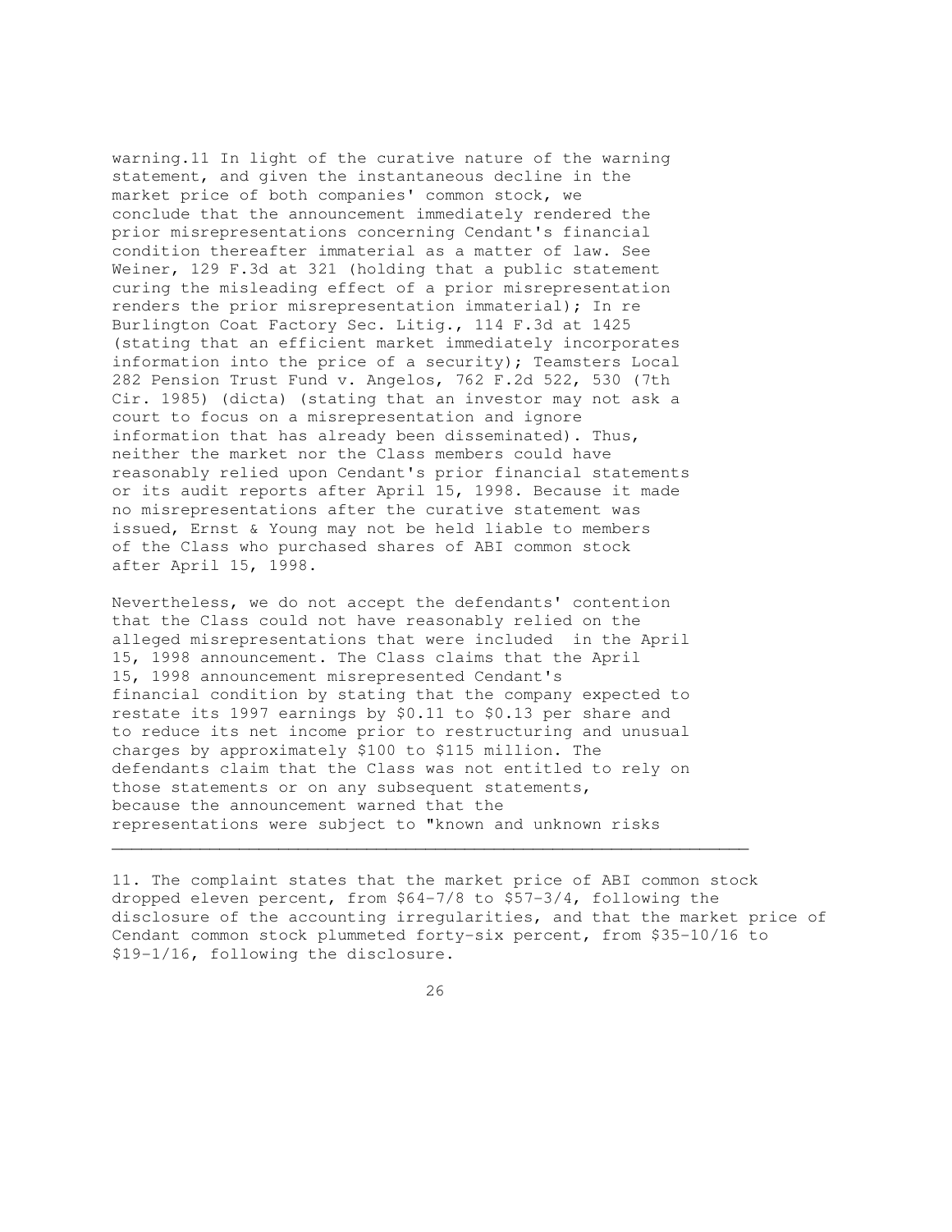warning.[11] In light of the curative nature of the warning statement, and given the instantaneous decline in the market price of both companies' common stock, we conclude that the announcement immediately rendered the prior misrepresentations concerning Cendant's financial condition thereafter immaterial as a matter of law. See Weiner, 129 F.3d at 321 (holding that a public statement curing the misleading effect of a prior misrepresentation renders the prior misrepresentation immaterial); In re Burlington Coat Factory Sec. Litig., 114 F.3d at 1425 (stating that an efficient market immediately incorporates information into the price of a security); Teamsters Local 282 Pension Trust Fund v. Angelos, 762 F.2d 522, 530 (7th Cir. 1985) (dicta) (stating that an investor may not ask a court to focus on a misrepresentation and ignore information that has already been disseminated). Thus, neither the market nor the Class members could have reasonably relied upon Cendant's prior financial statements or its audit reports after April 15, 1998. Because it made no misrepresentations after the curative statement was issued, Ernst & Young may not be held liable to members of the Class who purchased shares of ABI common stock after April 15, 1998.

Nevertheless, we do not accept the defendants' contention that the Class could not have reasonably relied on the alleged misrepresentations that were included in the April 15, 1998 announcement. The Class claims that the April 15, 1998 announcement misrepresented Cendant's financial condition by stating that the company expected to restate its 1997 earnings by $0.11 to $0.13 per share and to reduce its net income prior to restructuring and unusual charges by approximately $100 to $115 million. The defendants claim that the Class was not entitled to rely on those statements or on any subsequent statements, because the announcement warned that the representations were subject to "known and unknown risks

---

11. The complaint states that the market price of ABI common stock dropped eleven percent, from $64-7/8 to $57-3/4, following the disclosure of the accounting irregularities, and that the market price of Cendant common stock plummeted forty-six percent, from $35-10/16 to $19-1/16, following the disclosure.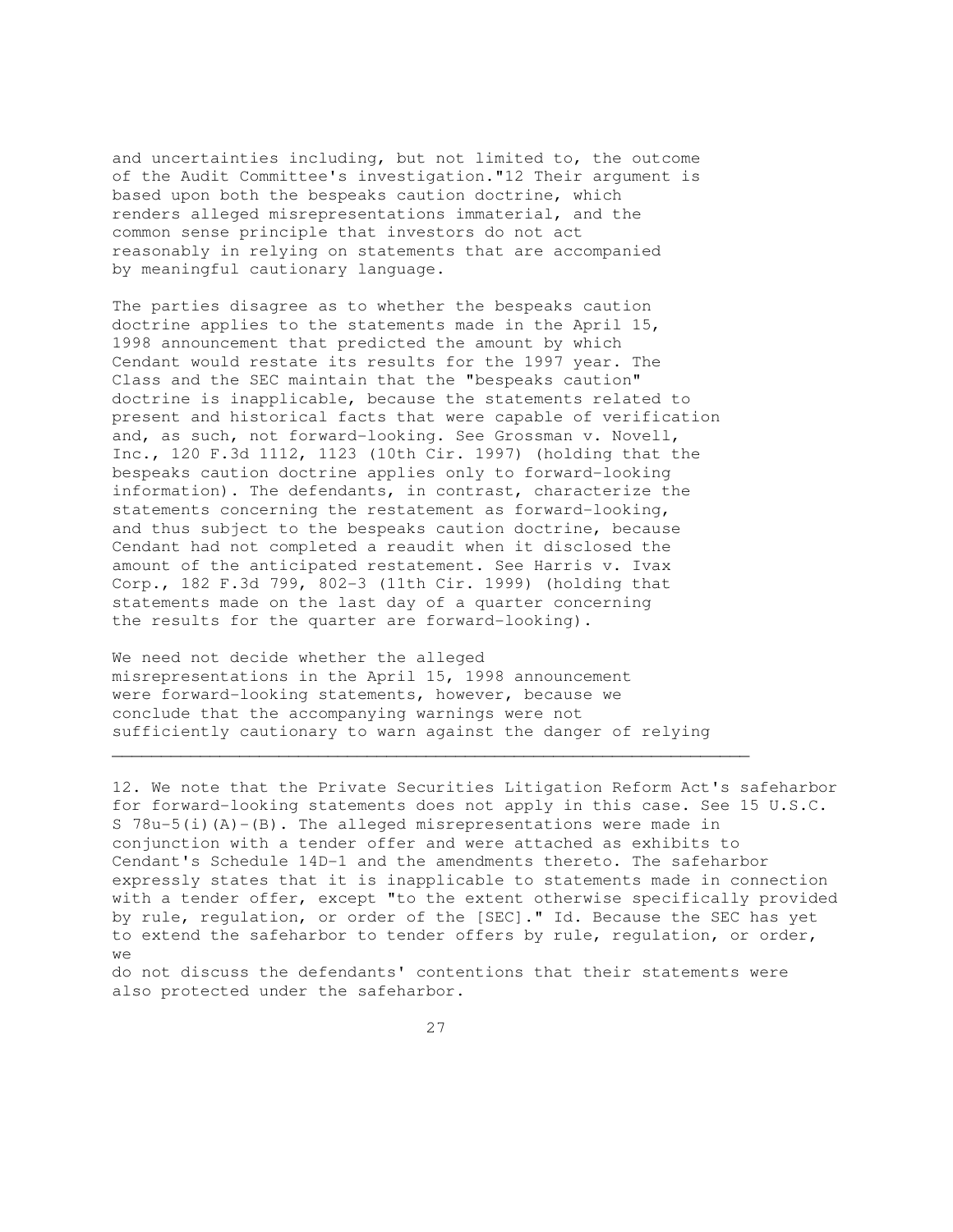and uncertainties including, but not limited to, the outcome of the Audit Committee's investigation."[12] Their argument is based upon both the bespeaks caution doctrine, which renders alleged misrepresentations immaterial, and the common sense principle that investors do not act reasonably in relying on statements that are accompanied by meaningful cautionary language.

The parties disagree as to whether the bespeaks caution doctrine applies to the statements made in the April 15, 1998 announcement that predicted the amount by which Cendant would restate its results for the 1997 year. The Class and the SEC maintain that the "bespeaks caution" doctrine is inapplicable, because the statements related to present and historical facts that were capable of verification and, as such, not forward-looking. See Grossman v. Novell, Inc., 120 F.3d 1112, 1123 (10th Cir. 1997) (holding that the bespeaks caution doctrine applies only to forward-looking information). The defendants, in contrast, characterize the statements concerning the restatement as forward-looking, and thus subject to the bespeaks caution doctrine, because Cendant had not completed a reaudit when it disclosed the amount of the anticipated restatement. See Harris v. Ivax Corp., 182 F.3d 799, 802-3 (11th Cir. 1999) (holding that statements made on the last day of a quarter concerning the results for the quarter are forward-looking).

We need not decide whether the alleged misrepresentations in the April 15, 1998 announcement were forward-looking statements, however, because we conclude that the accompanying warnings were not sufficiently cautionary to warn against the danger of relying

---

12. We note that the Private Securities Litigation Reform Act's safeharbor for forward-looking statements does not apply in this case. See 15 U.S.C. S 78u-5(i)(A)-(B). The alleged misrepresentations were made in conjunction with a tender offer and were attached as exhibits to Cendant's Schedule 14D-1 and the amendments thereto. The safeharbor expressly states that it is inapplicable to statements made in connection with a tender offer, except "to the extent otherwise specifically provided by rule, regulation, or order of the [SEC]." Id. Because the SEC has yet to extend the safeharbor to tender offers by rule, regulation, or order, we do not discuss the defendants' contentions that their statements were also protected under the safeharbor.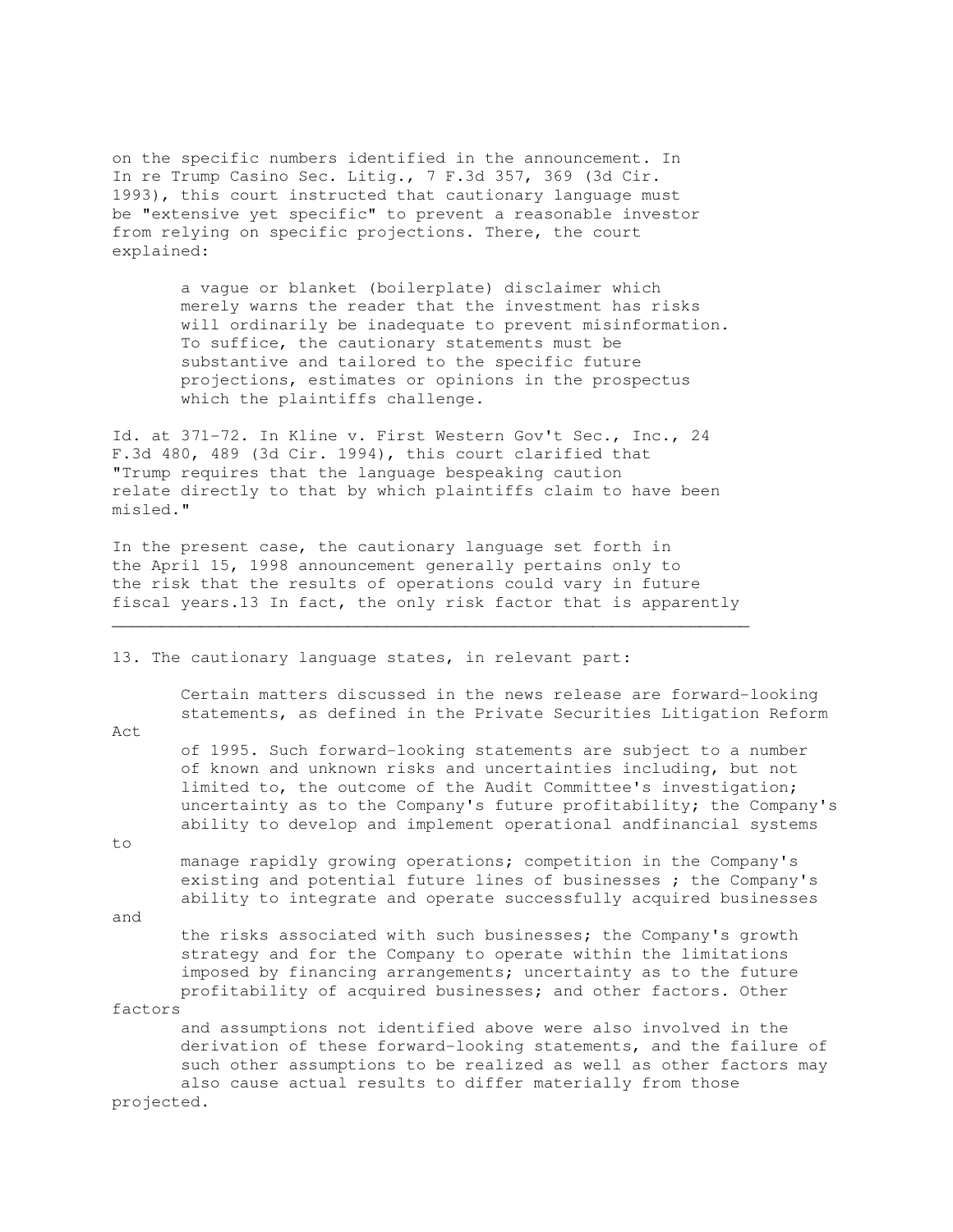on the specific numbers identified in the announcement. In In re Trump Casino Sec. Litig., 7 F.3d 357, 369 (3d Cir. 1993), this court instructed that cautionary language must be "extensive yet specific" to prevent a reasonable investor from relying on specific projections. There, the court explained:

> a vague or blanket (boilerplate) disclaimer which merely warns the reader that the investment has risks will ordinarily be inadequate to prevent misinformation. To suffice, the cautionary statements must be substantive and tailored to the specific future projections, estimates or opinions in the prospectus which the plaintiffs challenge.

Id. at 371-72. In Kline v. First Western Gov't Sec., Inc., 24 F.3d 480, 489 (3d Cir. 1994), this court clarified that "Trump requires that the language bespeaking caution relate directly to that by which plaintiffs claim to have been misled."

In the present case, the cautionary language set forth in the April 15, 1998 announcement generally pertains only to the risk that the results of operations could vary in future fiscal years.13 In fact, the only risk factor that is apparently

---

13. The cautionary language states, in relevant part:

> Certain matters discussed in the news release are forward-looking statements, as defined in the Private Securities Litigation Reform Act of 1995. Such forward-looking statements are subject to a number of known and unknown risks and uncertainties including, but not limited to, the outcome of the Audit Committee's investigation; uncertainty as to the Company's future profitability; the Company's ability to develop and implement operational andfinancial systems to manage rapidly growing operations; competition in the Company's existing and potential future lines of businesses ; the Company's ability to integrate and operate successfully acquired businesses and the risks associated with such businesses; the Company's growth strategy and for the Company to operate within the limitations imposed by financing arrangements; uncertainty as to the future profitability of acquired businesses; and other factors. Other factors and assumptions not identified above were also involved in the derivation of these forward-looking statements, and the failure of such other assumptions to be realized as well as other factors may also cause actual results to differ materially from those projected.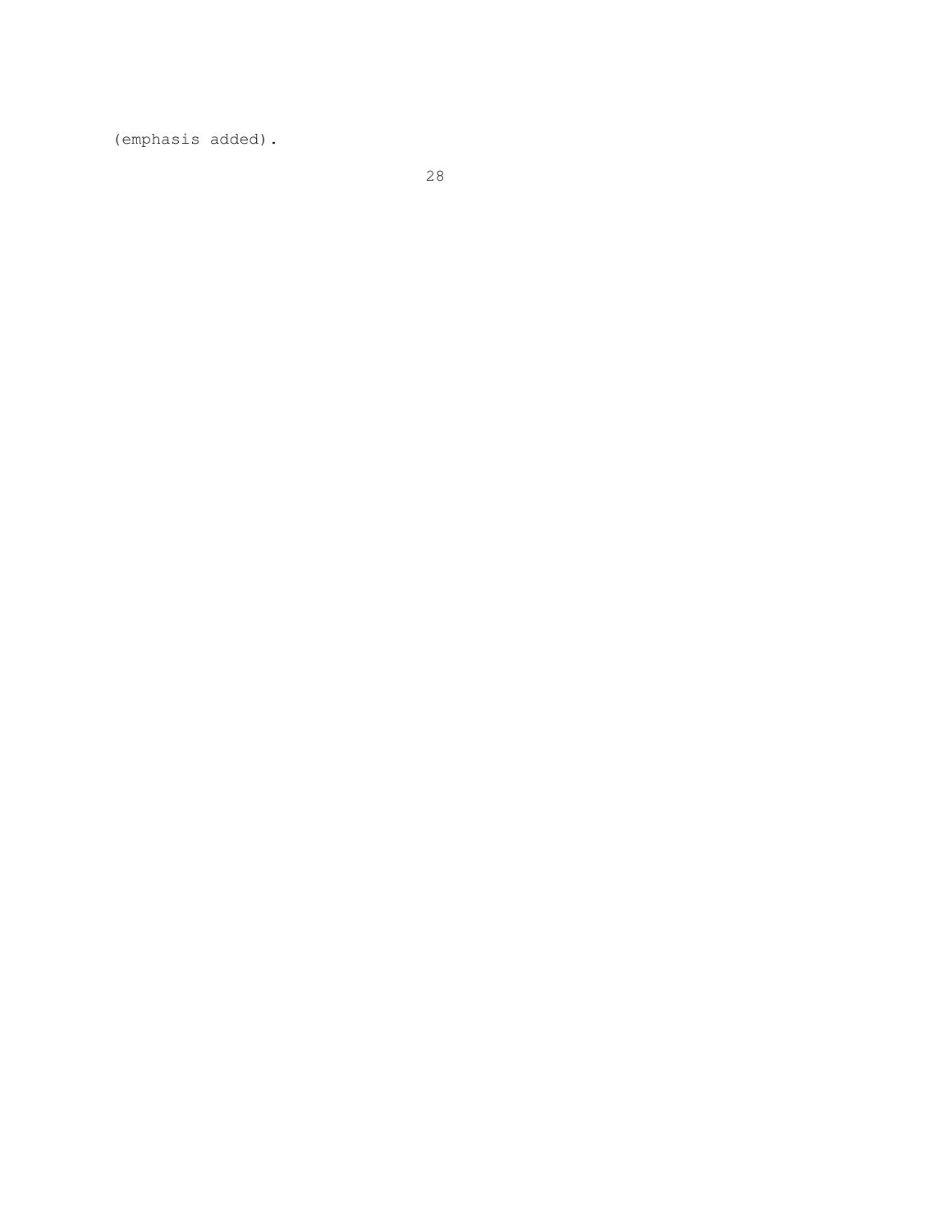(emphasis added).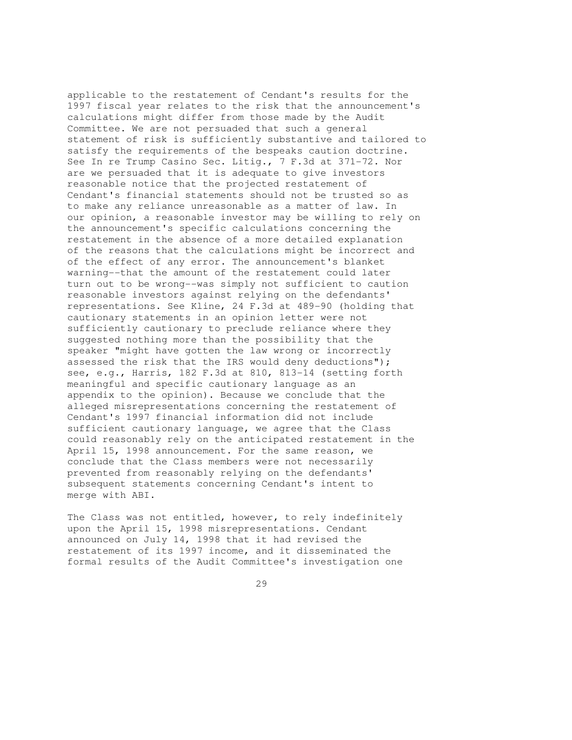applicable to the restatement of Cendant's results for the 1997 fiscal year relates to the risk that the announcement's calculations might differ from those made by the Audit Committee. We are not persuaded that such a general statement of risk is sufficiently substantive and tailored to satisfy the requirements of the bespeaks caution doctrine. See In re Trump Casino Sec. Litig., 7 F.3d at 371-72. Nor are we persuaded that it is adequate to give investors reasonable notice that the projected restatement of Cendant's financial statements should not be trusted so as to make any reliance unreasonable as a matter of law. In our opinion, a reasonable investor may be willing to rely on the announcement's specific calculations concerning the restatement in the absence of a more detailed explanation of the reasons that the calculations might be incorrect and of the effect of any error. The announcement's blanket warning--that the amount of the restatement could later turn out to be wrong--was simply not sufficient to caution reasonable investors against relying on the defendants' representations. See Kline, 24 F.3d at 489-90 (holding that cautionary statements in an opinion letter were not sufficiently cautionary to preclude reliance where they suggested nothing more than the possibility that the speaker "might have gotten the law wrong or incorrectly assessed the risk that the IRS would deny deductions"); see, e.g., Harris, 182 F.3d at 810, 813-14 (setting forth meaningful and specific cautionary language as an appendix to the opinion). Because we conclude that the alleged misrepresentations concerning the restatement of Cendant's 1997 financial information did not include sufficient cautionary language, we agree that the Class could reasonably rely on the anticipated restatement in the April 15, 1998 announcement. For the same reason, we conclude that the Class members were not necessarily prevented from reasonably relying on the defendants' subsequent statements concerning Cendant's intent to merge with ABI.

The Class was not entitled, however, to rely indefinitely upon the April 15, 1998 misrepresentations. Cendant announced on July 14, 1998 that it had revised the restatement of its 1997 income, and it disseminated the formal results of the Audit Committee's investigation one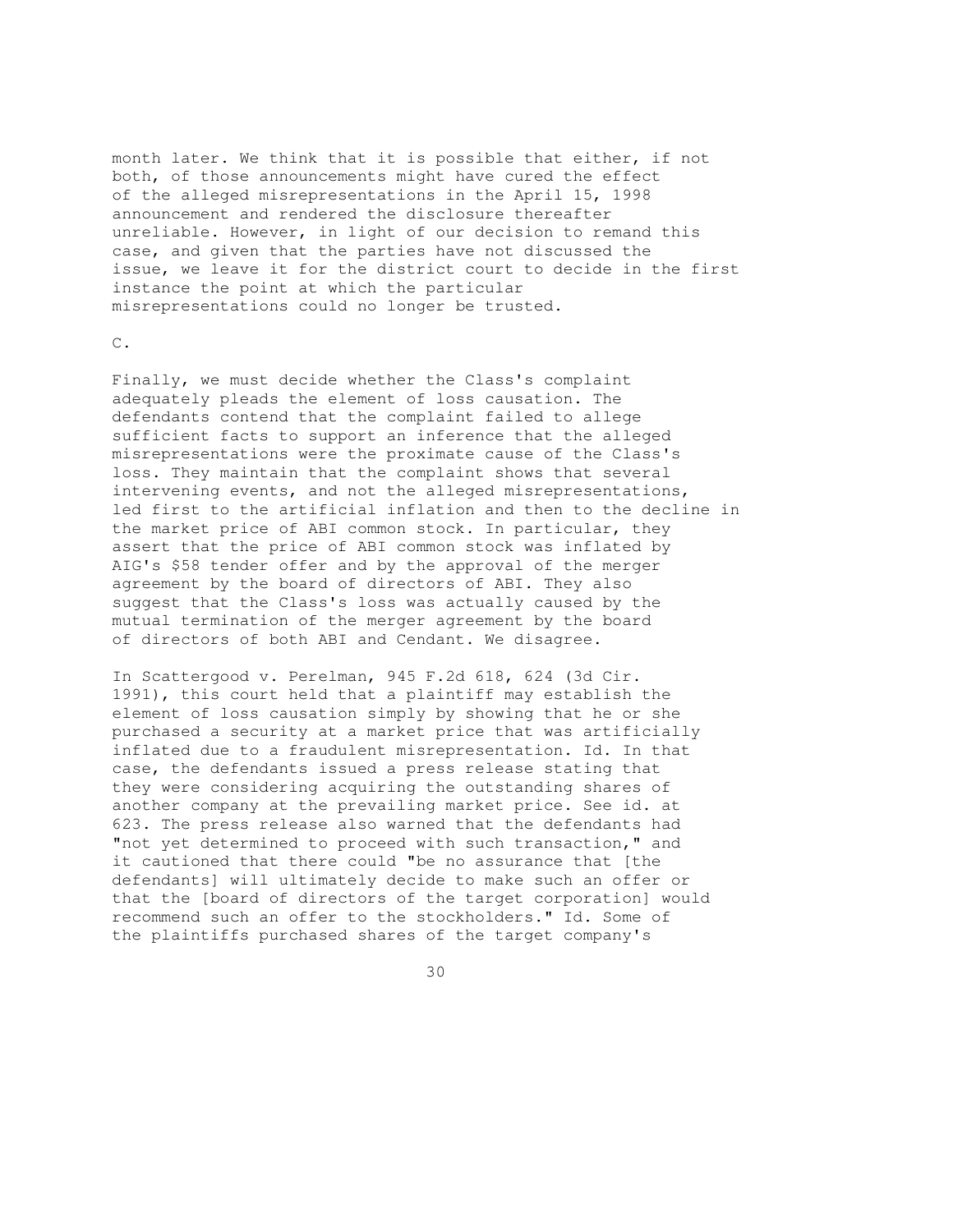month later. We think that it is possible that either, if not both, of those announcements might have cured the effect of the alleged misrepresentations in the April 15, 1998 announcement and rendered the disclosure thereafter unreliable. However, in light of our decision to remand this case, and given that the parties have not discussed the issue, we leave it for the district court to decide in the first instance the point at which the particular misrepresentations could no longer be trusted.

C.

Finally, we must decide whether the Class's complaint adequately pleads the element of loss causation. The defendants contend that the complaint failed to allege sufficient facts to support an inference that the alleged misrepresentations were the proximate cause of the Class's loss. They maintain that the complaint shows that several intervening events, and not the alleged misrepresentations, led first to the artificial inflation and then to the decline in the market price of ABI common stock. In particular, they assert that the price of ABI common stock was inflated by AIG's $58 tender offer and by the approval of the merger agreement by the board of directors of ABI. They also suggest that the Class's loss was actually caused by the mutual termination of the merger agreement by the board of directors of both ABI and Cendant. We disagree.

In Scattergood v. Perelman, 945 F.2d 618, 624 (3d Cir. 1991), this court held that a plaintiff may establish the element of loss causation simply by showing that he or she purchased a security at a market price that was artificially inflated due to a fraudulent misrepresentation. Id. In that case, the defendants issued a press release stating that they were considering acquiring the outstanding shares of another company at the prevailing market price. See id. at 623. The press release also warned that the defendants had "not yet determined to proceed with such transaction," and it cautioned that there could "be no assurance that [the defendants] will ultimately decide to make such an offer or that the [board of directors of the target corporation] would recommend such an offer to the stockholders." Id. Some of the plaintiffs purchased shares of the target company's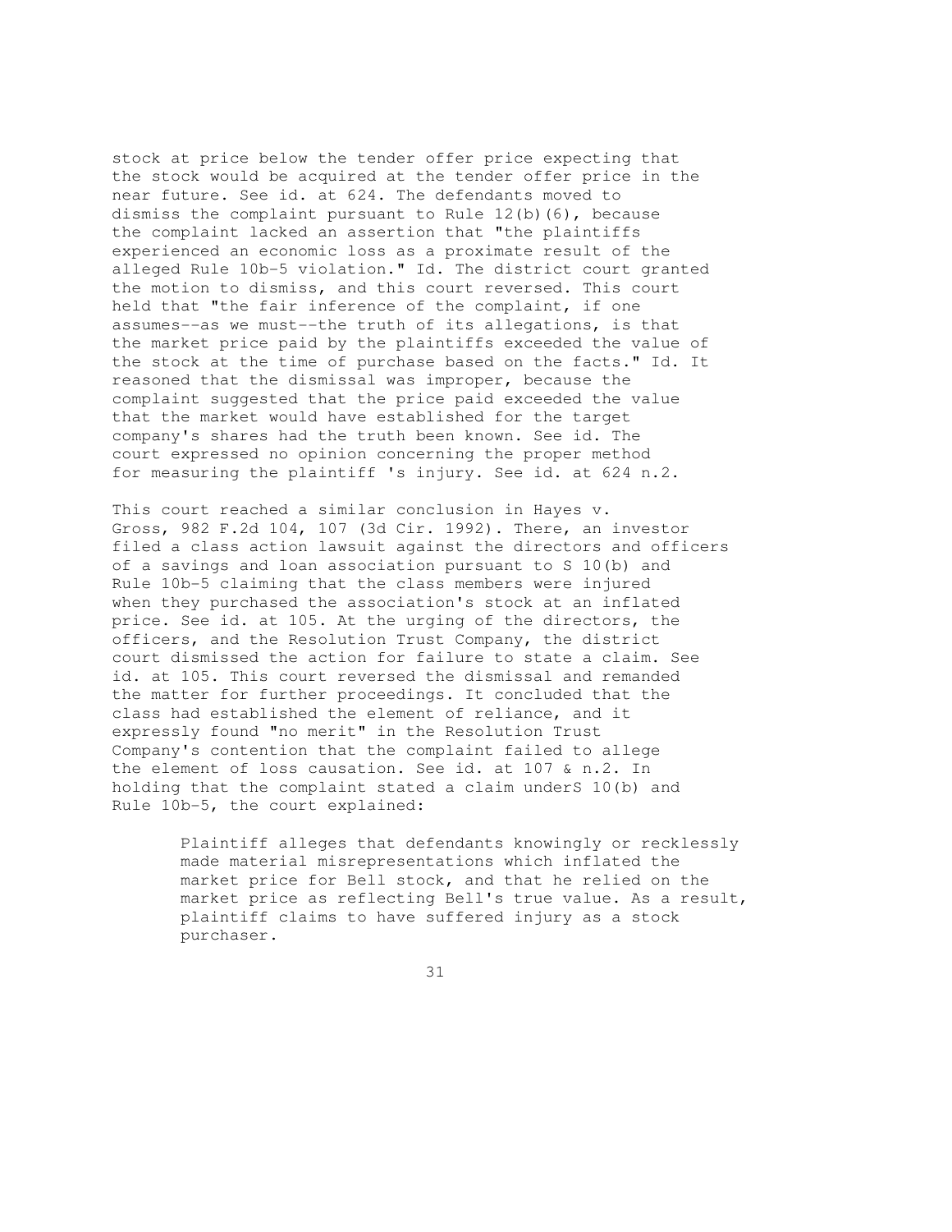stock at price below the tender offer price expecting that the stock would be acquired at the tender offer price in the near future. See id. at 624. The defendants moved to dismiss the complaint pursuant to Rule 12(b)(6), because the complaint lacked an assertion that "the plaintiffs experienced an economic loss as a proximate result of the alleged Rule 10b-5 violation." Id. The district court granted the motion to dismiss, and this court reversed. This court held that "the fair inference of the complaint, if one assumes--as we must--the truth of its allegations, is that the market price paid by the plaintiffs exceeded the value of the stock at the time of purchase based on the facts." Id. It reasoned that the dismissal was improper, because the complaint suggested that the price paid exceeded the value that the market would have established for the target company's shares had the truth been known. See id. The court expressed no opinion concerning the proper method for measuring the plaintiff 's injury. See id. at 624 n.2.

This court reached a similar conclusion in Hayes v. Gross, 982 F.2d 104, 107 (3d Cir. 1992). There, an investor filed a class action lawsuit against the directors and officers of a savings and loan association pursuant to S 10(b) and Rule 10b-5 claiming that the class members were injured when they purchased the association's stock at an inflated price. See id. at 105. At the urging of the directors, the officers, and the Resolution Trust Company, the district court dismissed the action for failure to state a claim. See id. at 105. This court reversed the dismissal and remanded the matter for further proceedings. It concluded that the class had established the element of reliance, and it expressly found "no merit" in the Resolution Trust Company's contention that the complaint failed to allege the element of loss causation. See id. at 107 & n.2. In holding that the complaint stated a claim underS 10(b) and Rule 10b-5, the court explained:

> Plaintiff alleges that defendants knowingly or recklessly made material misrepresentations which inflated the market price for Bell stock, and that he relied on the market price as reflecting Bell's true value. As a result, plaintiff claims to have suffered injury as a stock purchaser.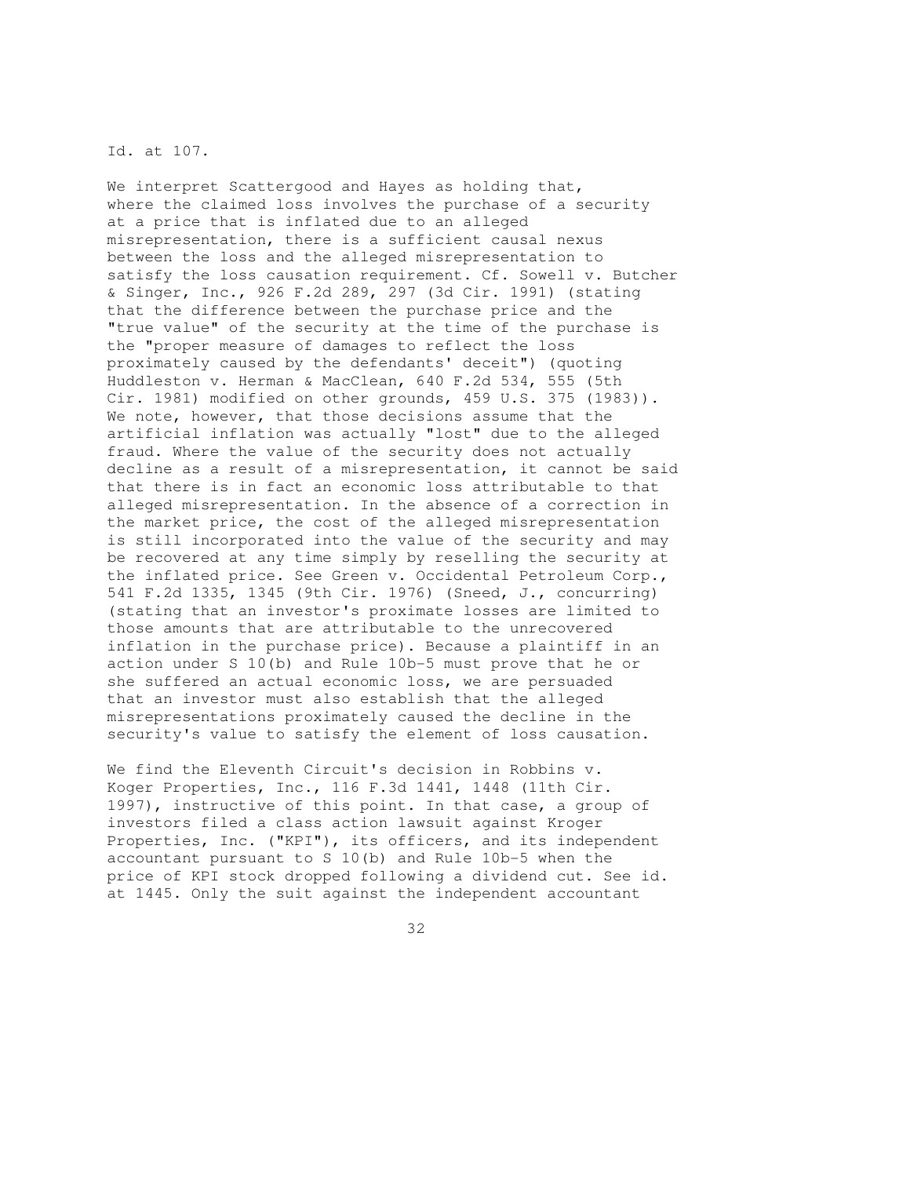Id. at 107.

We interpret Scattergood and Hayes as holding that, where the claimed loss involves the purchase of a security at a price that is inflated due to an alleged misrepresentation, there is a sufficient causal nexus between the loss and the alleged misrepresentation to satisfy the loss causation requirement. Cf. Sowell v. Butcher & Singer, Inc., 926 F.2d 289, 297 (3d Cir. 1991) (stating that the difference between the purchase price and the "true value" of the security at the time of the purchase is the "proper measure of damages to reflect the loss proximately caused by the defendants' deceit") (quoting Huddleston v. Herman & MacClean, 640 F.2d 534, 555 (5th Cir. 1981) modified on other grounds, 459 U.S. 375 (1983)). We note, however, that those decisions assume that the artificial inflation was actually "lost" due to the alleged fraud. Where the value of the security does not actually decline as a result of a misrepresentation, it cannot be said that there is in fact an economic loss attributable to that alleged misrepresentation. In the absence of a correction in the market price, the cost of the alleged misrepresentation is still incorporated into the value of the security and may be recovered at any time simply by reselling the security at the inflated price. See Green v. Occidental Petroleum Corp., 541 F.2d 1335, 1345 (9th Cir. 1976) (Sneed, J., concurring) (stating that an investor's proximate losses are limited to those amounts that are attributable to the unrecovered inflation in the purchase price). Because a plaintiff in an action under S 10(b) and Rule 10b-5 must prove that he or she suffered an actual economic loss, we are persuaded that an investor must also establish that the alleged misrepresentations proximately caused the decline in the security's value to satisfy the element of loss causation.

We find the Eleventh Circuit's decision in Robbins v. Koger Properties, Inc., 116 F.3d 1441, 1448 (11th Cir. 1997), instructive of this point. In that case, a group of investors filed a class action lawsuit against Kroger Properties, Inc. ("KPI"), its officers, and its independent accountant pursuant to S 10(b) and Rule 10b-5 when the price of KPI stock dropped following a dividend cut. See id. at 1445. Only the suit against the independent accountant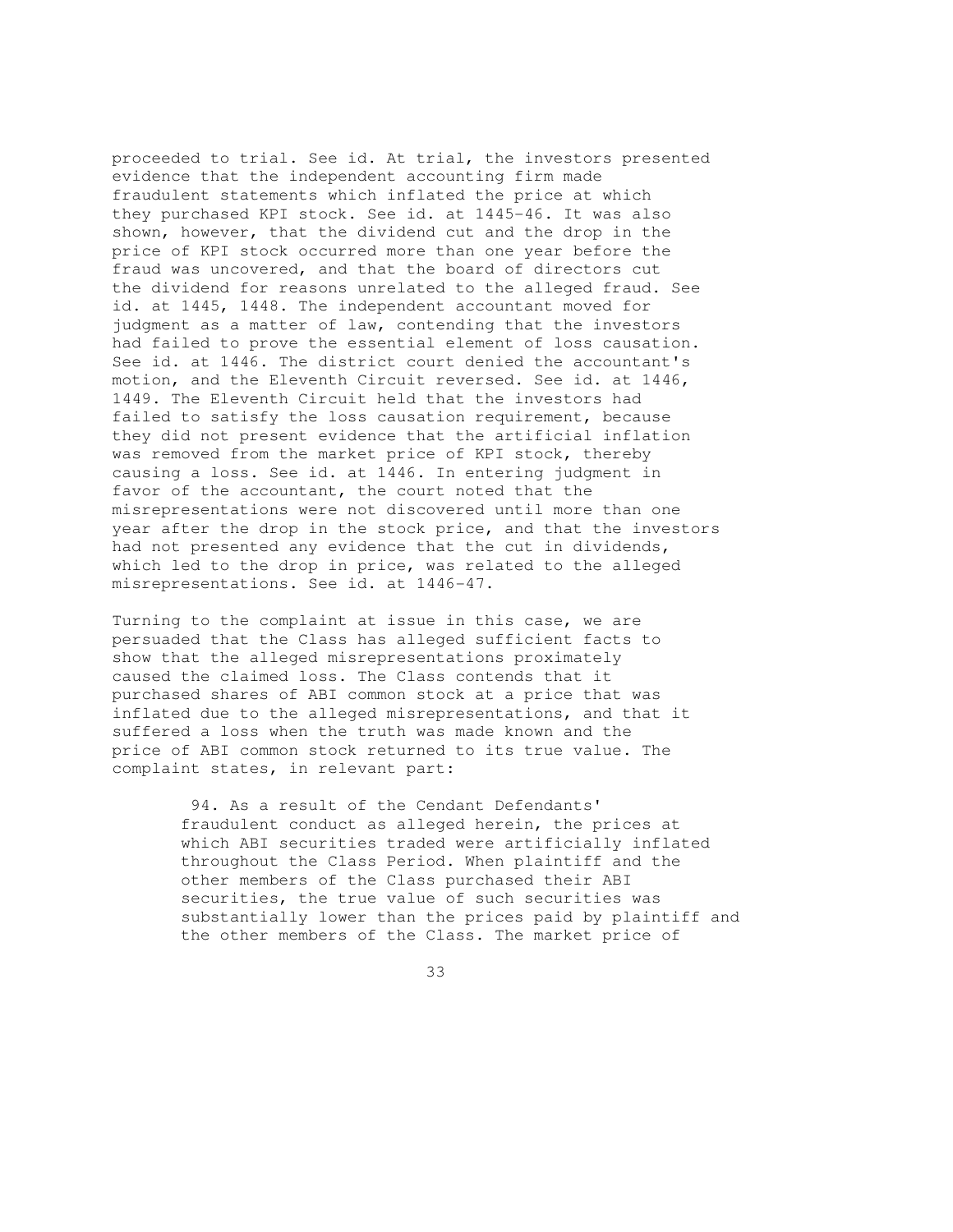proceeded to trial. See id. At trial, the investors presented evidence that the independent accounting firm made fraudulent statements which inflated the price at which they purchased KPI stock. See id. at 1445-46. It was also shown, however, that the dividend cut and the drop in the price of KPI stock occurred more than one year before the fraud was uncovered, and that the board of directors cut the dividend for reasons unrelated to the alleged fraud. See id. at 1445, 1448. The independent accountant moved for judgment as a matter of law, contending that the investors had failed to prove the essential element of loss causation. See id. at 1446. The district court denied the accountant's motion, and the Eleventh Circuit reversed. See id. at 1446, 1449. The Eleventh Circuit held that the investors had failed to satisfy the loss causation requirement, because they did not present evidence that the artificial inflation was removed from the market price of KPI stock, thereby causing a loss. See id. at 1446. In entering judgment in favor of the accountant, the court noted that the misrepresentations were not discovered until more than one year after the drop in the stock price, and that the investors had not presented any evidence that the cut in dividends, which led to the drop in price, was related to the alleged misrepresentations. See id. at 1446-47.

Turning to the complaint at issue in this case, we are persuaded that the Class has alleged sufficient facts to show that the alleged misrepresentations proximately caused the claimed loss. The Class contends that it purchased shares of ABI common stock at a price that was inflated due to the alleged misrepresentations, and that it suffered a loss when the truth was made known and the price of ABI common stock returned to its true value. The complaint states, in relevant part:

> 94. As a result of the Cendant Defendants' fraudulent conduct as alleged herein, the prices at which ABI securities traded were artificially inflated throughout the Class Period. When plaintiff and the other members of the Class purchased their ABI securities, the true value of such securities was substantially lower than the prices paid by plaintiff and the other members of the Class. The market price of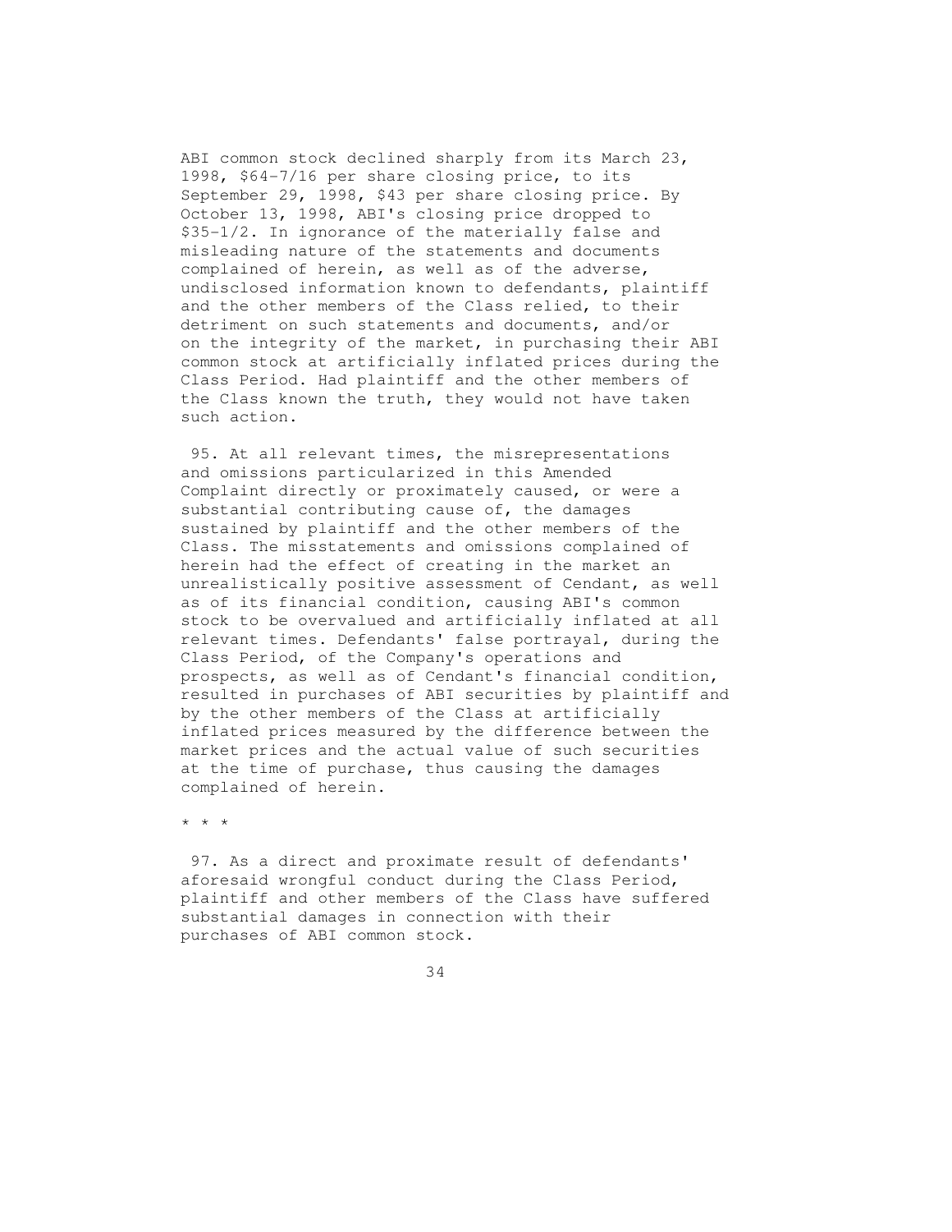ABI common stock declined sharply from its March 23, 1998, $64-7/16 per share closing price, to its September 29, 1998, $43 per share closing price. By October 13, 1998, ABI's closing price dropped to $35-1/2. In ignorance of the materially false and misleading nature of the statements and documents complained of herein, as well as of the adverse, undisclosed information known to defendants, plaintiff and the other members of the Class relied, to their detriment on such statements and documents, and/or on the integrity of the market, in purchasing their ABI common stock at artificially inflated prices during the Class Period. Had plaintiff and the other members of the Class known the truth, they would not have taken such action.

95. At all relevant times, the misrepresentations and omissions particularized in this Amended Complaint directly or proximately caused, or were a substantial contributing cause of, the damages sustained by plaintiff and the other members of the Class. The misstatements and omissions complained of herein had the effect of creating in the market an unrealistically positive assessment of Cendant, as well as of its financial condition, causing ABI's common stock to be overvalued and artificially inflated at all relevant times. Defendants' false portrayal, during the Class Period, of the Company's operations and prospects, as well as of Cendant's financial condition, resulted in purchases of ABI securities by plaintiff and by the other members of the Class at artificially inflated prices measured by the difference between the market prices and the actual value of such securities at the time of purchase, thus causing the damages complained of herein.

* * *

97. As a direct and proximate result of defendants' aforesaid wrongful conduct during the Class Period, plaintiff and other members of the Class have suffered substantial damages in connection with their purchases of ABI common stock.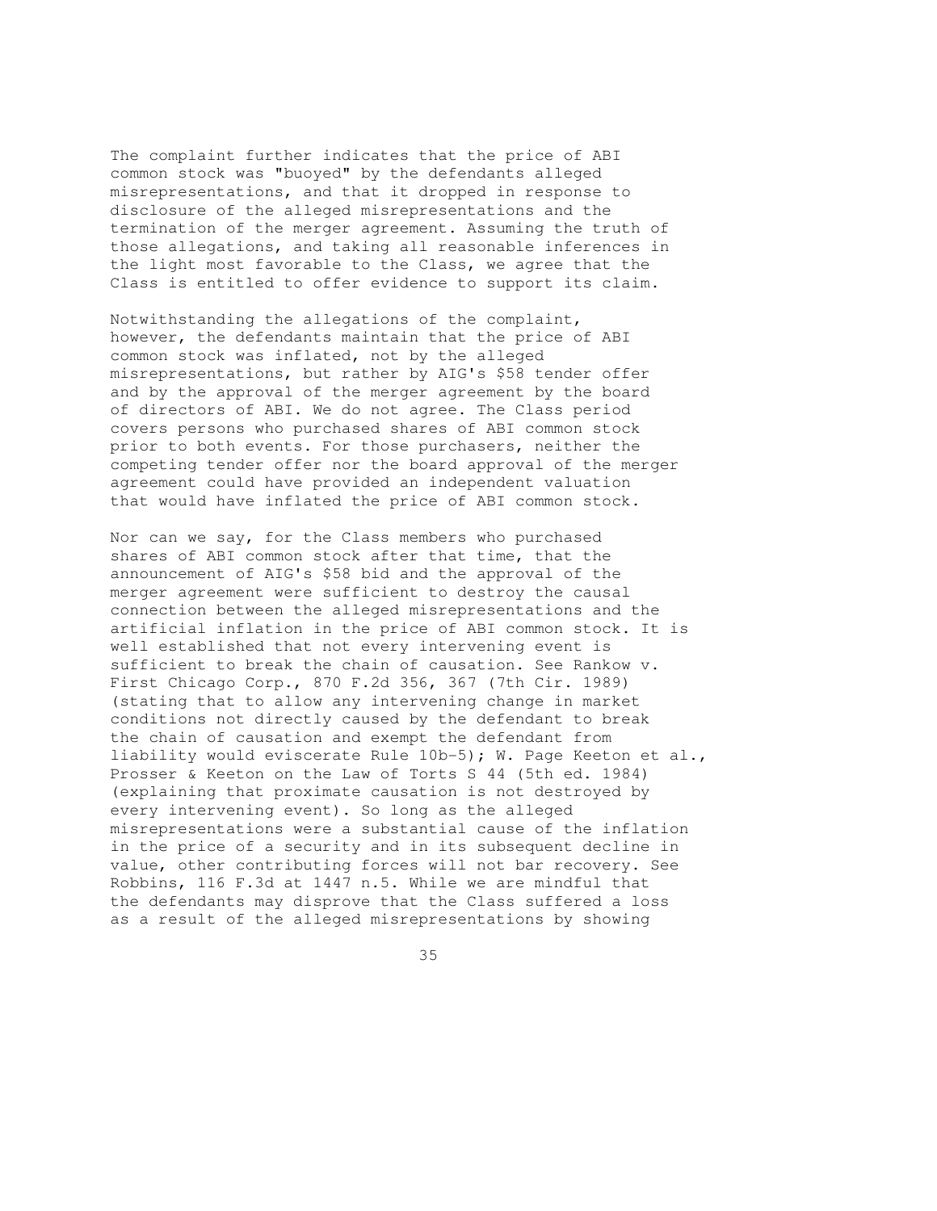The complaint further indicates that the price of ABI common stock was "buoyed" by the defendants alleged misrepresentations, and that it dropped in response to disclosure of the alleged misrepresentations and the termination of the merger agreement. Assuming the truth of those allegations, and taking all reasonable inferences in the light most favorable to the Class, we agree that the Class is entitled to offer evidence to support its claim.

Notwithstanding the allegations of the complaint, however, the defendants maintain that the price of ABI common stock was inflated, not by the alleged misrepresentations, but rather by AIG's $58 tender offer and by the approval of the merger agreement by the board of directors of ABI. We do not agree. The Class period covers persons who purchased shares of ABI common stock prior to both events. For those purchasers, neither the competing tender offer nor the board approval of the merger agreement could have provided an independent valuation that would have inflated the price of ABI common stock.

Nor can we say, for the Class members who purchased shares of ABI common stock after that time, that the announcement of AIG's $58 bid and the approval of the merger agreement were sufficient to destroy the causal connection between the alleged misrepresentations and the artificial inflation in the price of ABI common stock. It is well established that not every intervening event is sufficient to break the chain of causation. See Rankow v. First Chicago Corp., 870 F.2d 356, 367 (7th Cir. 1989) (stating that to allow any intervening change in market conditions not directly caused by the defendant to break the chain of causation and exempt the defendant from liability would eviscerate Rule 10b-5); W. Page Keeton et al., Prosser & Keeton on the Law of Torts S 44 (5th ed. 1984) (explaining that proximate causation is not destroyed by every intervening event). So long as the alleged misrepresentations were a substantial cause of the inflation in the price of a security and in its subsequent decline in value, other contributing forces will not bar recovery. See Robbins, 116 F.3d at 1447 n.5. While we are mindful that the defendants may disprove that the Class suffered a loss as a result of the alleged misrepresentations by showing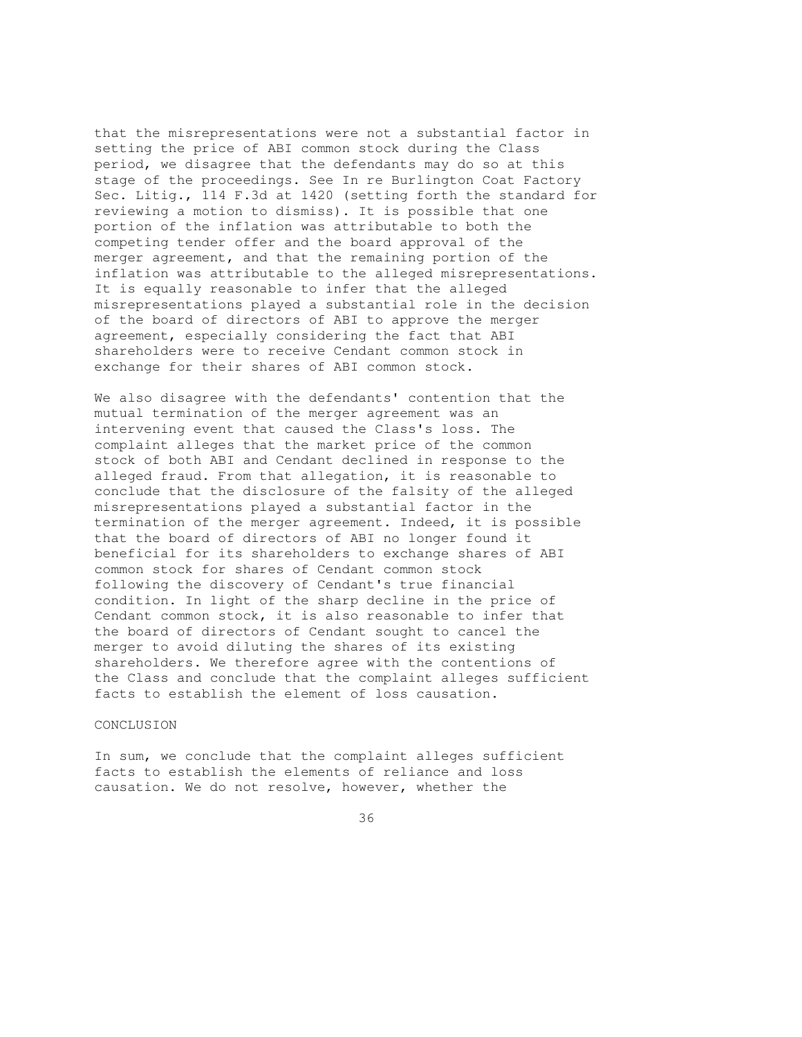that the misrepresentations were not a substantial factor in setting the price of ABI common stock during the Class period, we disagree that the defendants may do so at this stage of the proceedings. See In re Burlington Coat Factory Sec. Litig., 114 F.3d at 1420 (setting forth the standard for reviewing a motion to dismiss). It is possible that one portion of the inflation was attributable to both the competing tender offer and the board approval of the merger agreement, and that the remaining portion of the inflation was attributable to the alleged misrepresentations. It is equally reasonable to infer that the alleged misrepresentations played a substantial role in the decision of the board of directors of ABI to approve the merger agreement, especially considering the fact that ABI shareholders were to receive Cendant common stock in exchange for their shares of ABI common stock.

We also disagree with the defendants' contention that the mutual termination of the merger agreement was an intervening event that caused the Class's loss. The complaint alleges that the market price of the common stock of both ABI and Cendant declined in response to the alleged fraud. From that allegation, it is reasonable to conclude that the disclosure of the falsity of the alleged misrepresentations played a substantial factor in the termination of the merger agreement. Indeed, it is possible that the board of directors of ABI no longer found it beneficial for its shareholders to exchange shares of ABI common stock for shares of Cendant common stock following the discovery of Cendant's true financial condition. In light of the sharp decline in the price of Cendant common stock, it is also reasonable to infer that the board of directors of Cendant sought to cancel the merger to avoid diluting the shares of its existing shareholders. We therefore agree with the contentions of the Class and conclude that the complaint alleges sufficient facts to establish the element of loss causation.

## CONCLUSION

In sum, we conclude that the complaint alleges sufficient facts to establish the elements of reliance and loss causation. We do not resolve, however, whether the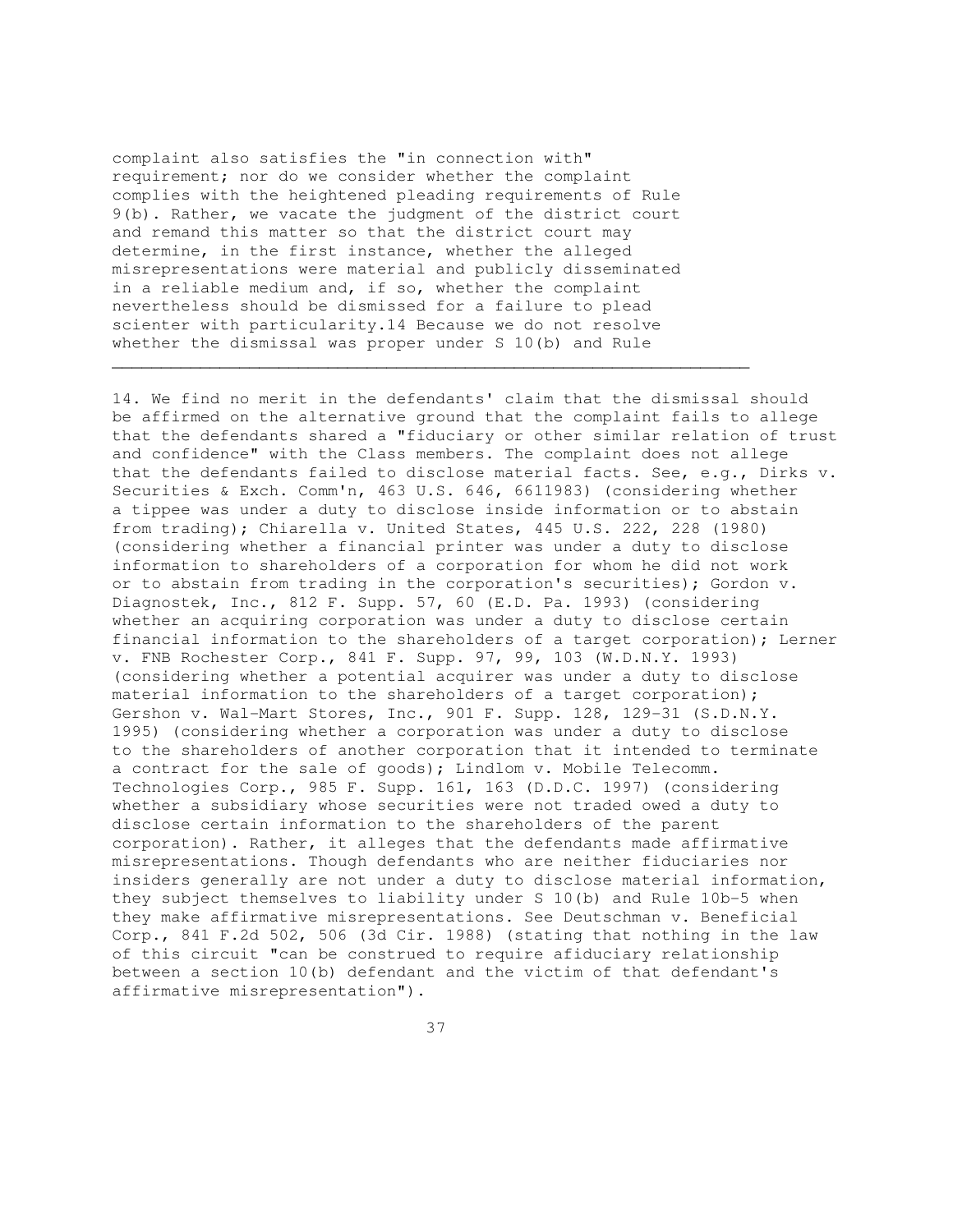complaint also satisfies the "in connection with" requirement; nor do we consider whether the complaint complies with the heightened pleading requirements of Rule 9(b). Rather, we vacate the judgment of the district court and remand this matter so that the district court may determine, in the first instance, whether the alleged misrepresentations were material and publicly disseminated in a reliable medium and, if so, whether the complaint nevertheless should be dismissed for a failure to plead scienter with particularity.14 Because we do not resolve whether the dismissal was proper under S 10(b) and Rule

---

14. We find no merit in the defendants' claim that the dismissal should be affirmed on the alternative ground that the complaint fails to allege that the defendants shared a "fiduciary or other similar relation of trust and confidence" with the Class members. The complaint does not allege that the defendants failed to disclose material facts. See, e.g., Dirks v. Securities & Exch. Comm'n, 463 U.S. 646, 6611983) (considering whether a tippee was under a duty to disclose inside information or to abstain from trading); Chiarella v. United States, 445 U.S. 222, 228 (1980) (considering whether a financial printer was under a duty to disclose information to shareholders of a corporation for whom he did not work or to abstain from trading in the corporation's securities); Gordon v. Diagnostek, Inc., 812 F. Supp. 57, 60 (E.D. Pa. 1993) (considering whether an acquiring corporation was under a duty to disclose certain financial information to the shareholders of a target corporation); Lerner v. FNB Rochester Corp., 841 F. Supp. 97, 99, 103 (W.D.N.Y. 1993) (considering whether a potential acquirer was under a duty to disclose material information to the shareholders of a target corporation); Gershon v. Wal-Mart Stores, Inc., 901 F. Supp. 128, 129-31 (S.D.N.Y. 1995) (considering whether a corporation was under a duty to disclose to the shareholders of another corporation that it intended to terminate a contract for the sale of goods); Lindlom v. Mobile Telecomm. Technologies Corp., 985 F. Supp. 161, 163 (D.D.C. 1997) (considering whether a subsidiary whose securities were not traded owed a duty to disclose certain information to the shareholders of the parent corporation). Rather, it alleges that the defendants made affirmative misrepresentations. Though defendants who are neither fiduciaries nor insiders generally are not under a duty to disclose material information, they subject themselves to liability under S 10(b) and Rule 10b-5 when they make affirmative misrepresentations. See Deutschman v. Beneficial Corp., 841 F.2d 502, 506 (3d Cir. 1988) (stating that nothing in the law of this circuit "can be construed to require afiduciary relationship between a section 10(b) defendant and the victim of that defendant's affirmative misrepresentation").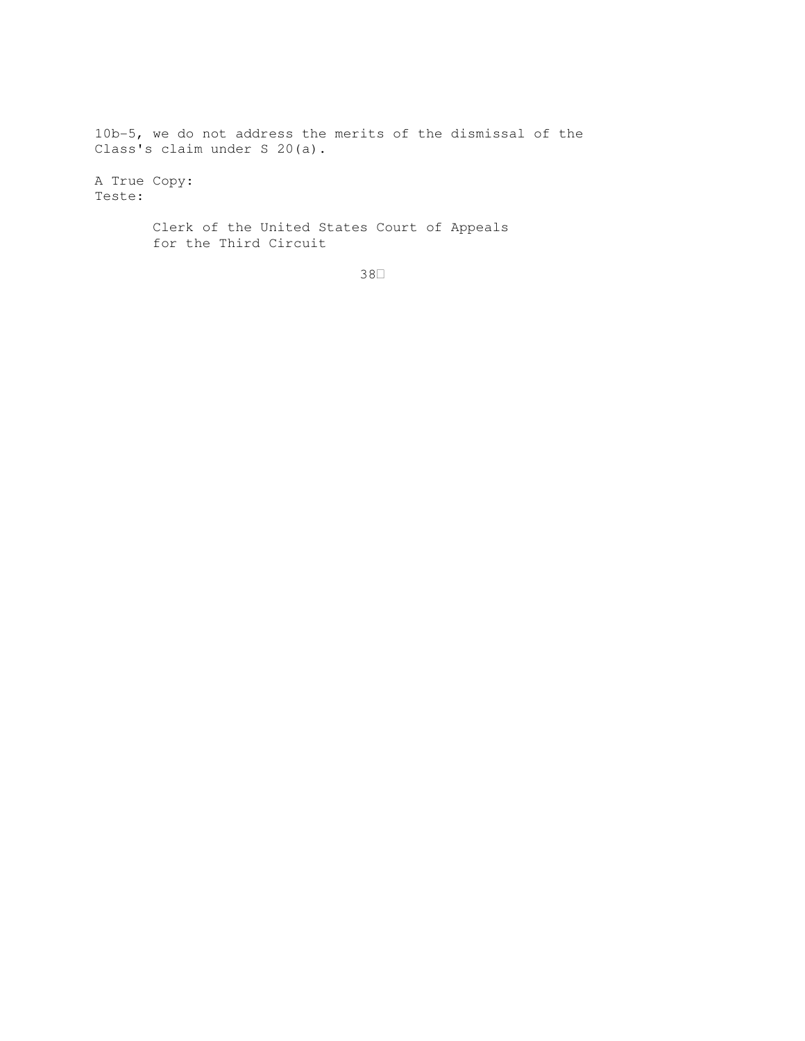10b-5, we do not address the merits of the dismissal of the Class's claim under S 20(a).

A True Copy:
Teste:

Clerk of the United States Court of Appeals
for the Third Circuit